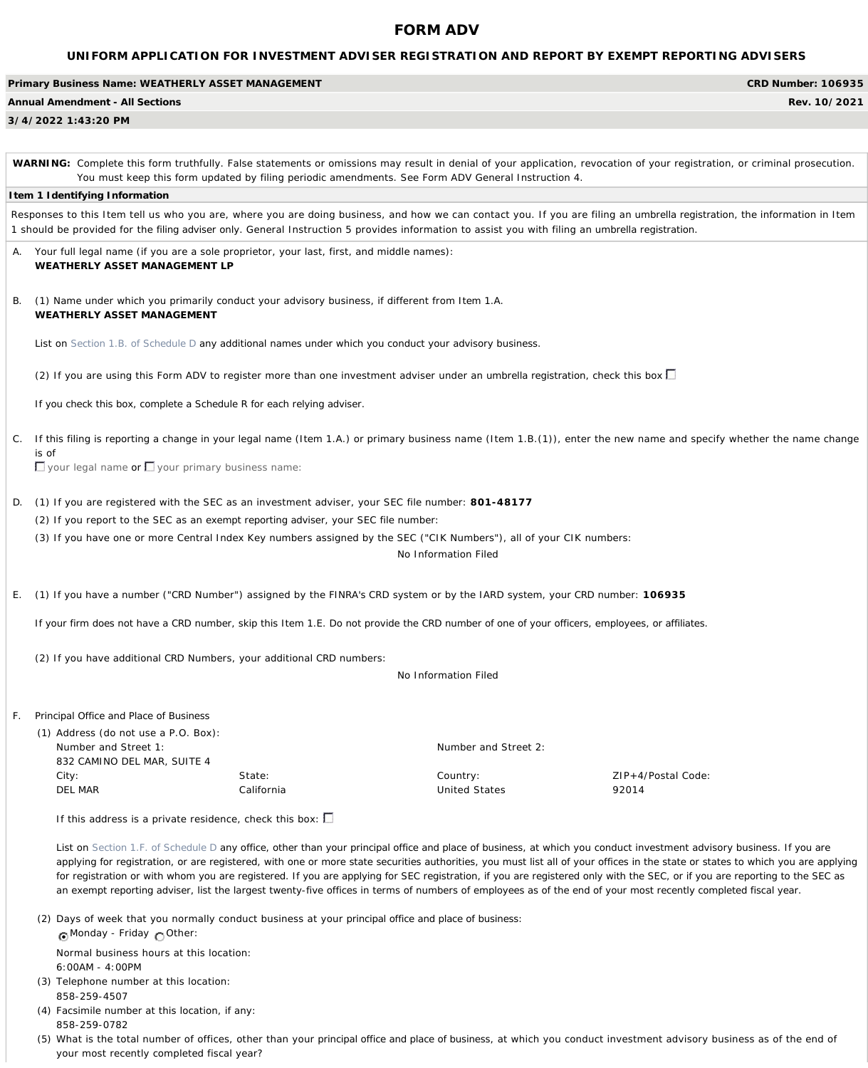# FORM ADV

## UNIFORM APPLICATION FOR INVESTMENT ADVISER REGISTRATION AND REPORT BY EXEMPT REPORTING ADVISERS

| | |
|---|---|
| **Primary Business Name: WEATHERLY ASSET MANAGEMENT** | **CRD Number: 106935** |
| **Annual Amendment - All Sections** | **Rev. 10/2021** |
| **3/4/2022 1:43:20 PM** | |

**WARNING:** Complete this form truthfully. False statements or omissions may result in denial of your application, revocation of your registration, or criminal prosecution. You must keep this form updated by filing periodic amendments. See Form ADV General Instruction 4.

### Item 1 Identifying Information

Responses to this Item tell us who you are, where you are doing business, and how we can contact you. If you are filing an umbrella registration, the information in Item 1 should be provided for the filing adviser only. General Instruction 5 provides information to assist you with filing an umbrella registration.

A. Your full legal name (if you are a sole proprietor, your last, first, and middle names):
**WEATHERLY ASSET MANAGEMENT LP**

B. (1) Name under which you primarily conduct your advisory business, if different from Item 1.A.
**WEATHERLY ASSET MANAGEMENT**

List on Section 1.B. of Schedule D any additional names under which you conduct your advisory business.

(2) If you are using this Form ADV to register more than one investment adviser under an umbrella registration, check this box ☐

If you check this box, complete a Schedule R for each relying adviser.

C. If this filing is reporting a change in your legal name (Item 1.A.) or primary business name (Item 1.B.(1)), enter the new name and specify whether the name change is of
☐ your legal name or ☐ your primary business name:

D. (1) If you are registered with the SEC as an investment adviser, your SEC file number: **801-48177**

(2) If you report to the SEC as an exempt reporting adviser, your SEC file number:

(3) If you have one or more Central Index Key numbers assigned by the SEC ("CIK Numbers"), all of your CIK numbers:

No Information Filed

E. (1) If you have a number ("CRD Number") assigned by the FINRA's CRD system or by the IARD system, your CRD number: **106935**

If your firm does not have a CRD number, skip this Item 1.E. Do not provide the CRD number of one of your officers, employees, or affiliates.

(2) If you have additional CRD Numbers, your additional CRD numbers:

No Information Filed

F. Principal Office and Place of Business

(1) Address (do not use a P.O. Box):

| Number and Street 1: | | Number and Street 2: | |
|---|---|---|---|
| 832 CAMINO DEL MAR, SUITE 4 | | | |
| City: | State: | Country: | ZIP+4/Postal Code: |
| DEL MAR | California | United States | 92014 |

If this address is a private residence, check this box: ☐

List on Section 1.F. of Schedule D any office, other than your principal office and place of business, at which you conduct investment advisory business. If you are applying for registration, or are registered, with one or more state securities authorities, you must list all of your offices in the state or states to which you are applying for registration or with whom you are registered. If you are applying for SEC registration, if you are registered only with the SEC, or if you are reporting to the SEC as an exempt reporting adviser, list the largest twenty-five offices in terms of numbers of employees as of the end of your most recently completed fiscal year.

(2) Days of week that you normally conduct business at your principal office and place of business:
◉ Monday - Friday ○ Other:

Normal business hours at this location:
6:00AM - 4:00PM

(3) Telephone number at this location:
858-259-4507

(4) Facsimile number at this location, if any:
858-259-0782

(5) What is the total number of offices, other than your principal office and place of business, at which you conduct investment advisory business as of the end of your most recently completed fiscal year?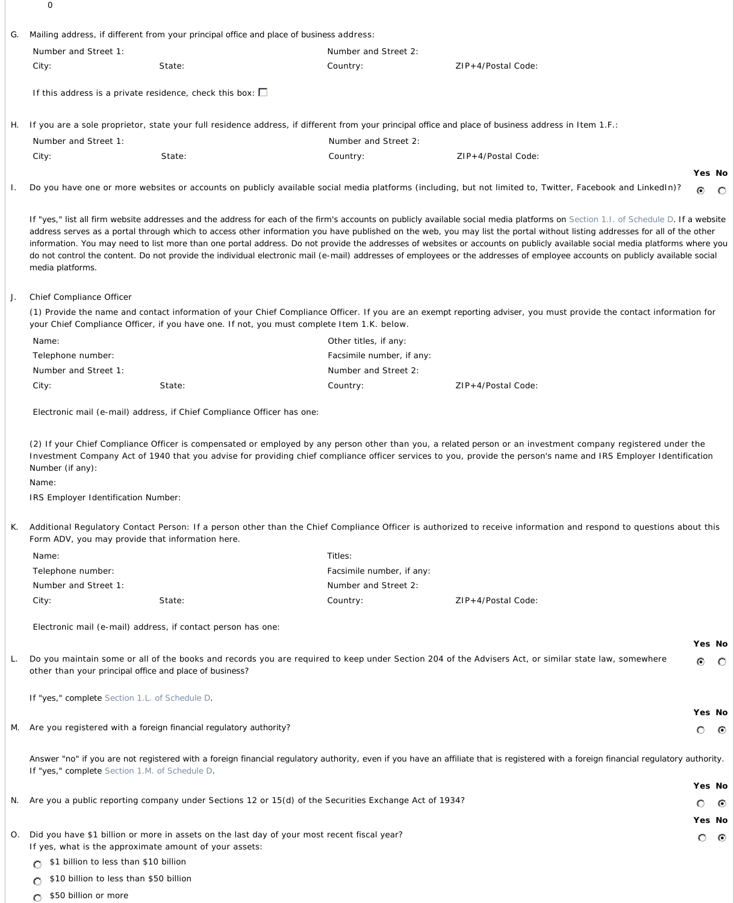0

G. Mailing address, if different from your principal office and place of business address:

Number and Street 1: Number and Street 2:

City: State: Country: ZIP+4/Postal Code:

If this address is a private residence, check this box: ☐

H. If you are a sole proprietor, state your full residence address, if different from your principal office and place of business address in Item 1.F.:

Number and Street 1: Number and Street 2:

City: State: Country: ZIP+4/Postal Code:

I. Do you have one or more websites or accounts on publicly available social media platforms (including, but not limited to, Twitter, Facebook and LinkedIn)? **Yes** ◉ No ○

If "yes," list all firm website addresses and the address for each of the firm's accounts on publicly available social media platforms on Section 1.I. of Schedule D. If a website address serves as a portal through which to access other information you have published on the web, you may list the portal without listing addresses for all of the other information. You may need to list more than one portal address. Do not provide the addresses of websites or accounts on publicly available social media platforms where you do not control the content. Do not provide the individual electronic mail (e-mail) addresses of employees or the addresses of employee accounts on publicly available social media platforms.

J. Chief Compliance Officer

(1) Provide the name and contact information of your Chief Compliance Officer. If you are an exempt reporting adviser, you must provide the contact information for your Chief Compliance Officer, if you have one. If not, you must complete Item 1.K. below.

Name: Other titles, if any:

Telephone number: Facsimile number, if any:

Number and Street 1: Number and Street 2:

City: State: Country: ZIP+4/Postal Code:

Electronic mail (e-mail) address, if Chief Compliance Officer has one:

(2) If your Chief Compliance Officer is compensated or employed by any person other than you, a related person or an investment company registered under the Investment Company Act of 1940 that you advise for providing chief compliance officer services to you, provide the person's name and IRS Employer Identification Number (if any):

Name:

IRS Employer Identification Number:

K. Additional Regulatory Contact Person: If a person other than the Chief Compliance Officer is authorized to receive information and respond to questions about this Form ADV, you may provide that information here.

Name: Titles:

Telephone number: Facsimile number, if any:

Number and Street 1: Number and Street 2:

City: State: Country: ZIP+4/Postal Code:

Electronic mail (e-mail) address, if contact person has one:

L. Do you maintain some or all of the books and records you are required to keep under Section 204 of the Advisers Act, or similar state law, somewhere other than your principal office and place of business? **Yes** ◉ No ○

If "yes," complete Section 1.L. of Schedule D.

M. Are you registered with a foreign financial regulatory authority? Yes ○ **No** ◉

Answer "no" if you are not registered with a foreign financial regulatory authority, even if you have an affiliate that is registered with a foreign financial regulatory authority. If "yes," complete Section 1.M. of Schedule D.

N. Are you a public reporting company under Sections 12 or 15(d) of the Securities Exchange Act of 1934? Yes ○ **No** ◉

O. Did you have $1 billion or more in assets on the last day of your most recent fiscal year? Yes ○ **No** ◉

If yes, what is the approximate amount of your assets:

- ○ $1 billion to less than $10 billion
- ○ $10 billion to less than $50 billion
- ○ $50 billion or more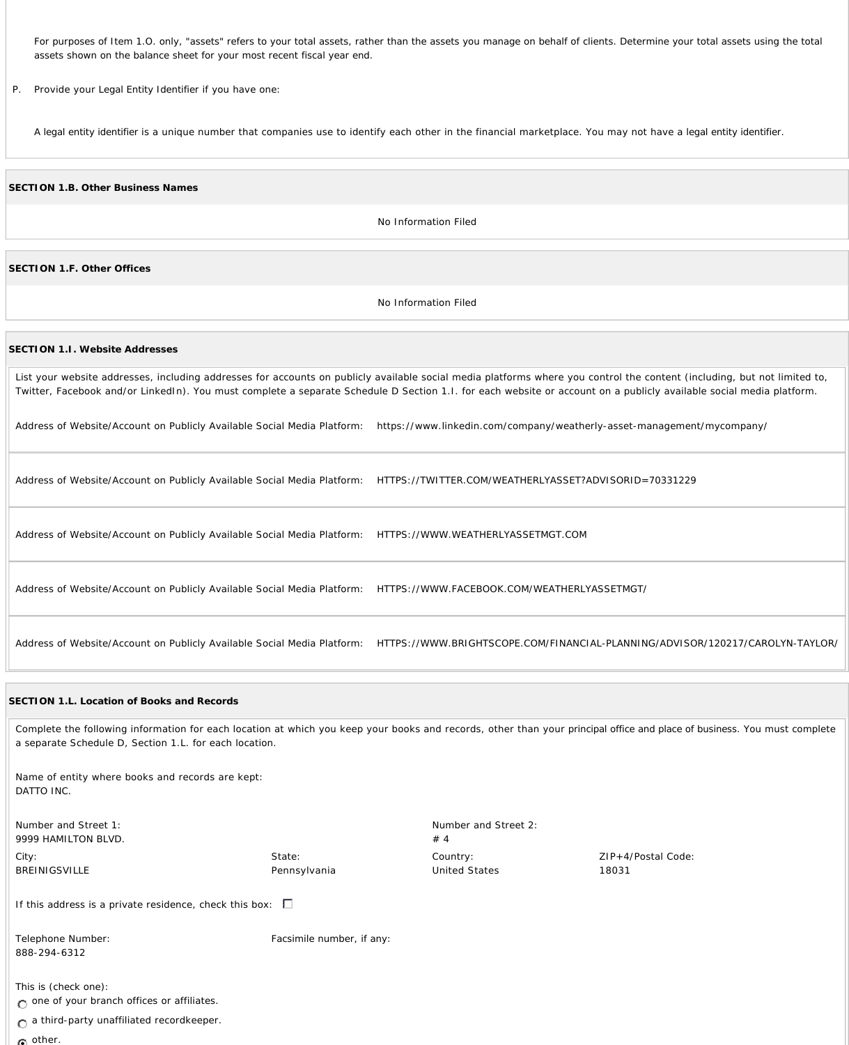For purposes of Item 1.O. only, "assets" refers to your total assets, rather than the assets you manage on behalf of clients. Determine your total assets using the total assets shown on the balance sheet for your most recent fiscal year end.

P. Provide your Legal Entity Identifier if you have one:

A legal entity identifier is a unique number that companies use to identify each other in the financial marketplace. You may not have a legal entity identifier.

**SECTION 1.B. Other Business Names**

No Information Filed

**SECTION 1.F. Other Offices**

No Information Filed

**SECTION 1.I. Website Addresses**

List your website addresses, including addresses for accounts on publicly available social media platforms where you control the content (including, but not limited to, Twitter, Facebook and/or LinkedIn). You must complete a separate Schedule D Section 1.I. for each website or account on a publicly available social media platform.

Address of Website/Account on Publicly Available Social Media Platform: https://www.linkedin.com/company/weatherly-asset-management/mycompany/

Address of Website/Account on Publicly Available Social Media Platform: HTTPS://TWITTER.COM/WEATHERLYASSET?ADVISORID=70331229

Address of Website/Account on Publicly Available Social Media Platform: HTTPS://WWW.WEATHERLYASSETMGT.COM

Address of Website/Account on Publicly Available Social Media Platform: HTTPS://WWW.FACEBOOK.COM/WEATHERLYASSETMGT/

Address of Website/Account on Publicly Available Social Media Platform: HTTPS://WWW.BRIGHTSCOPE.COM/FINANCIAL-PLANNING/ADVISOR/120217/CAROLYN-TAYLOR/

**SECTION 1.L. Location of Books and Records**

Complete the following information for each location at which you keep your books and records, other than your principal office and place of business. You must complete a separate Schedule D, Section 1.L. for each location.

Name of entity where books and records are kept:
DATTO INC.

| Number and Street 1: | | Number and Street 2: | |
|---|---|---|---|
| 9999 HAMILTON BLVD. | | # 4 | |
| City: | State: | Country: | ZIP+4/Postal Code: |
| BREINIGSVILLE | Pennsylvania | United States | 18031 |

If this address is a private residence, check this box: ☐

Telephone Number: 888-294-6312

Facsimile number, if any:

This is (check one):

- ○ one of your branch offices or affiliates.
- ○ a third-party unaffiliated recordkeeper.
- ◉ other.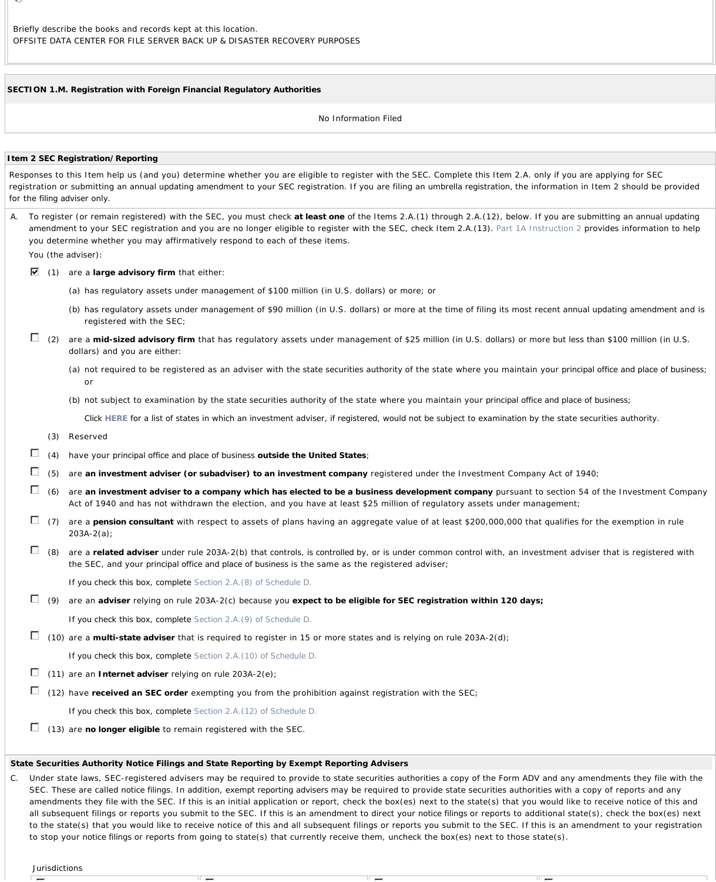Briefly describe the books and records kept at this location.
OFFSITE DATA CENTER FOR FILE SERVER BACK UP & DISASTER RECOVERY PURPOSES

**SECTION 1.M. Registration with Foreign Financial Regulatory Authorities**

No Information Filed

**Item 2 SEC Registration/Reporting**

Responses to this Item help us (and you) determine whether you are eligible to register with the SEC. Complete this Item 2.A. only if you are applying for SEC registration or submitting an annual updating amendment to your SEC registration. If you are filing an umbrella registration, the information in Item 2 should be provided for the filing adviser only.

A. To register (or remain registered) with the SEC, you must check **at least one** of the Items 2.A.(1) through 2.A.(12), below. If you are submitting an annual updating amendment to your SEC registration and you are no longer eligible to register with the SEC, check Item 2.A.(13). Part 1A Instruction 2 provides information to help you determine whether you may affirmatively respond to each of these items.

You (the adviser):

- ☑ (1) are a **large advisory firm** that either:
  - (a) has regulatory assets under management of $100 million (in U.S. dollars) or more; or
  - (b) has regulatory assets under management of $90 million (in U.S. dollars) or more at the time of filing its most recent annual updating amendment and is registered with the SEC;
- ☐ (2) are a **mid-sized advisory firm** that has regulatory assets under management of $25 million (in U.S. dollars) or more but less than $100 million (in U.S. dollars) and you are either:
  - (a) not required to be registered as an adviser with the state securities authority of the state where you maintain your principal office and place of business; or
  - (b) not subject to examination by the state securities authority of the state where you maintain your principal office and place of business;

    Click **HERE** for a list of states in which an investment adviser, if registered, would not be subject to examination by the state securities authority.
- (3) Reserved
- ☐ (4) have your principal office and place of business **outside the United States**;
- ☐ (5) are **an investment adviser (or subadviser) to an investment company** registered under the Investment Company Act of 1940;
- ☐ (6) are **an investment adviser to a company which has elected to be a business development company** pursuant to section 54 of the Investment Company Act of 1940 and has not withdrawn the election, and you have at least $25 million of regulatory assets under management;
- ☐ (7) are a **pension consultant** with respect to assets of plans having an aggregate value of at least $200,000,000 that qualifies for the exemption in rule 203A-2(a);
- ☐ (8) are a **related adviser** under rule 203A-2(b) that controls, is controlled by, or is under common control with, an investment adviser that is registered with the SEC, and your principal office and place of business is the same as the registered adviser;

  If you check this box, complete Section 2.A.(8) of Schedule D.
- ☐ (9) are an **adviser** relying on rule 203A-2(c) because you **expect to be eligible for SEC registration within 120 days;**

  If you check this box, complete Section 2.A.(9) of Schedule D.
- ☐ (10) are a **multi-state adviser** that is required to register in 15 or more states and is relying on rule 203A-2(d);

  If you check this box, complete Section 2.A.(10) of Schedule D.
- ☐ (11) are an **Internet adviser** relying on rule 203A-2(e);
- ☐ (12) have **received an SEC order** exempting you from the prohibition against registration with the SEC;

  If you check this box, complete Section 2.A.(12) of Schedule D.
- ☐ (13) are **no longer eligible** to remain registered with the SEC.

**State Securities Authority Notice Filings and State Reporting by Exempt Reporting Advisers**

C. Under state laws, SEC-registered advisers may be required to provide to state securities authorities a copy of the Form ADV and any amendments they file with the SEC. These are called notice filings. In addition, exempt reporting advisers may be required to provide state securities authorities with a copy of reports and any amendments they file with the SEC. If this is an initial application or report, check the box(es) next to the state(s) that you would like to receive notice of this and all subsequent filings or reports you submit to the SEC. If this is an amendment to direct your notice filings or reports to additional state(s), check the box(es) next to the state(s) that you would like to receive notice of this and all subsequent filings or reports you submit to the SEC. If this is an amendment to your registration to stop your notice filings or reports from going to state(s) that currently receive them, uncheck the box(es) next to those state(s).

Jurisdictions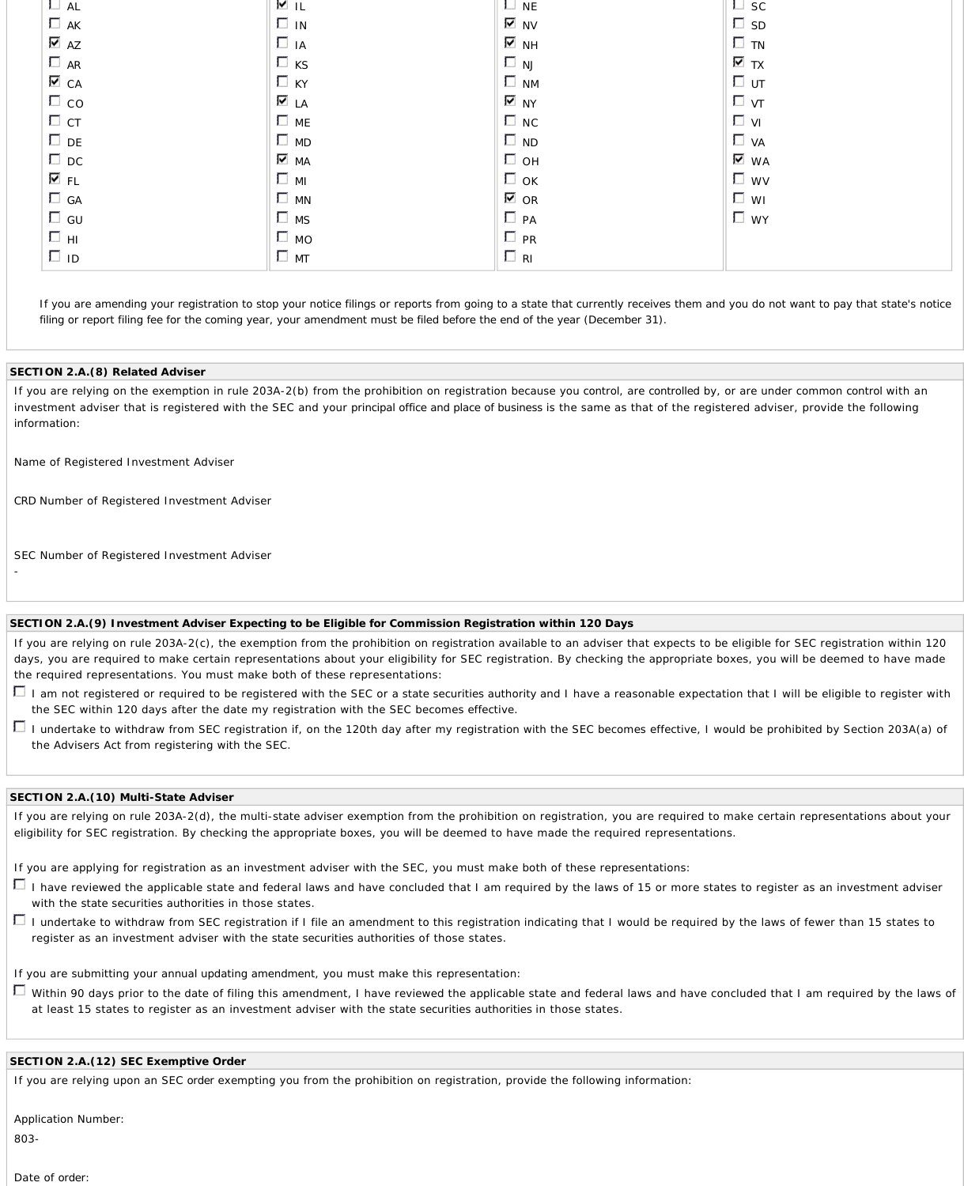| | | | |
|---|---|---|---|
| ☐ AL | ☑ IL | ☐ NE | ☐ SC |
| ☐ AK | ☐ IN | ☑ NV | ☐ SD |
| ☑ AZ | ☐ IA | ☑ NH | ☐ TN |
| ☐ AR | ☐ KS | ☐ NJ | ☑ TX |
| ☑ CA | ☐ KY | ☐ NM | ☐ UT |
| ☐ CO | ☑ LA | ☑ NY | ☐ VT |
| ☐ CT | ☐ ME | ☐ NC | ☐ VI |
| ☐ DE | ☐ MD | ☐ ND | ☐ VA |
| ☐ DC | ☑ MA | ☐ OH | ☑ WA |
| ☑ FL | ☐ MI | ☐ OK | ☐ WV |
| ☐ GA | ☐ MN | ☑ OR | ☐ WI |
| ☐ GU | ☐ MS | ☐ PA | ☐ WY |
| ☐ HI | ☐ MO | ☐ PR | |
| ☐ ID | ☐ MT | ☐ RI | |

If you are amending your registration to stop your notice filings or reports from going to a state that currently receives them and you do not want to pay that state's notice filing or report filing fee for the coming year, your amendment must be filed before the end of the year (December 31).

**SECTION 2.A.(8) Related Adviser**

If you are relying on the exemption in rule 203A-2(b) from the prohibition on registration because you control, are controlled by, or are under common control with an investment adviser that is registered with the SEC and your principal office and place of business is the same as that of the registered adviser, provide the following information:

Name of Registered Investment Adviser

CRD Number of Registered Investment Adviser

SEC Number of Registered Investment Adviser
-

**SECTION 2.A.(9) Investment Adviser Expecting to be Eligible for Commission Registration within 120 Days**

If you are relying on rule 203A-2(c), the exemption from the prohibition on registration available to an adviser that expects to be eligible for SEC registration within 120 days, you are required to make certain representations about your eligibility for SEC registration. By checking the appropriate boxes, you will be deemed to have made the required representations. You must make both of these representations:

☐ I am not registered or required to be registered with the SEC or a state securities authority and I have a reasonable expectation that I will be eligible to register with the SEC within 120 days after the date my registration with the SEC becomes effective.

☐ I undertake to withdraw from SEC registration if, on the 120th day after my registration with the SEC becomes effective, I would be prohibited by Section 203A(a) of the Advisers Act from registering with the SEC.

**SECTION 2.A.(10) Multi-State Adviser**

If you are relying on rule 203A-2(d), the multi-state adviser exemption from the prohibition on registration, you are required to make certain representations about your eligibility for SEC registration. By checking the appropriate boxes, you will be deemed to have made the required representations.

If you are applying for registration as an investment adviser with the SEC, you must make both of these representations:

☐ I have reviewed the applicable state and federal laws and have concluded that I am required by the laws of 15 or more states to register as an investment adviser with the state securities authorities in those states.

☐ I undertake to withdraw from SEC registration if I file an amendment to this registration indicating that I would be required by the laws of fewer than 15 states to register as an investment adviser with the state securities authorities of those states.

If you are submitting your annual updating amendment, you must make this representation:

☐ Within 90 days prior to the date of filing this amendment, I have reviewed the applicable state and federal laws and have concluded that I am required by the laws of at least 15 states to register as an investment adviser with the state securities authorities in those states.

**SECTION 2.A.(12) SEC Exemptive Order**

If you are relying upon an SEC order exempting you from the prohibition on registration, provide the following information:

Application Number:
803-

Date of order: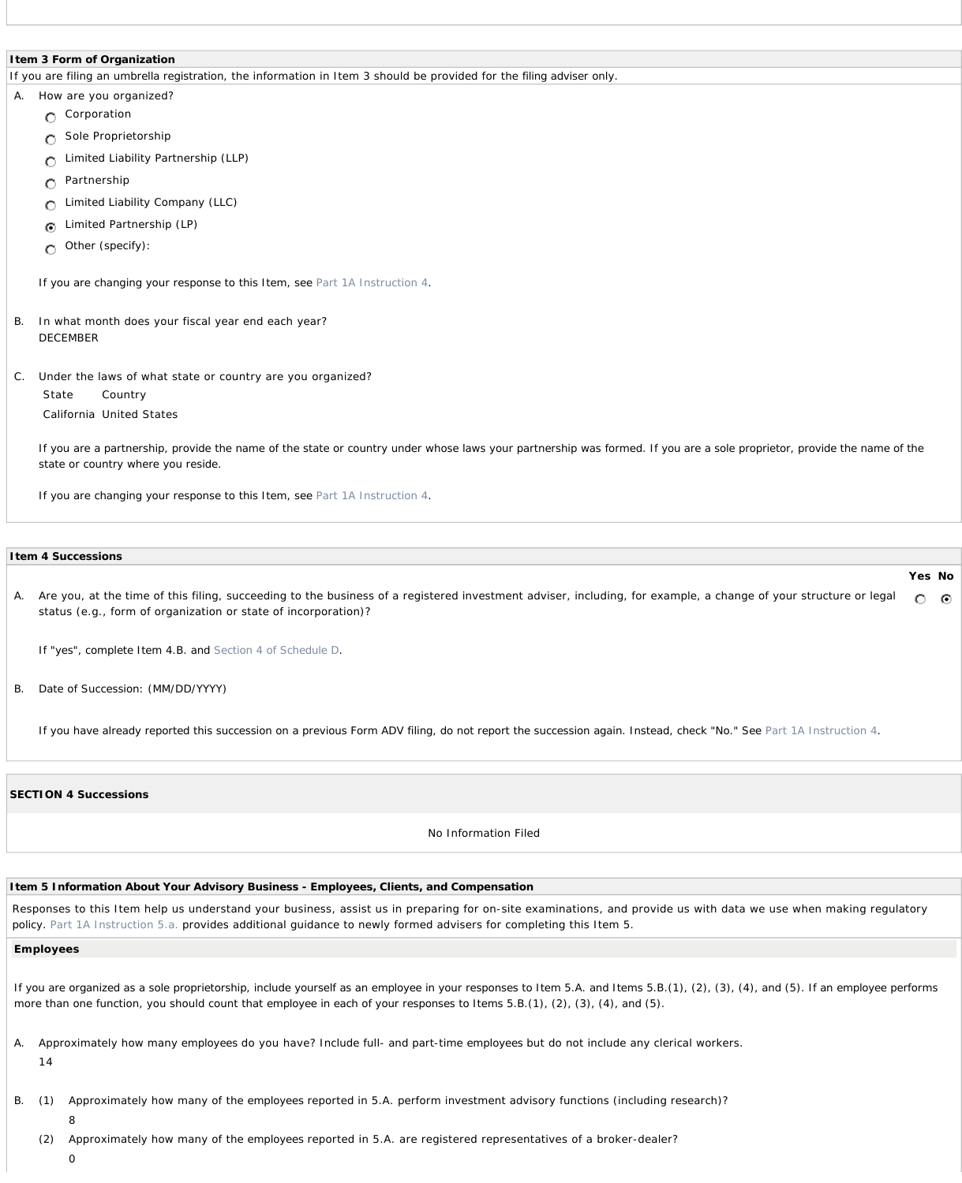## Item 3 Form of Organization

If you are filing an umbrella registration, the information in Item 3 should be provided for the filing adviser only.

A. How are you organized?

- ○ Corporation
- ○ Sole Proprietorship
- ○ Limited Liability Partnership (LLP)
- ○ Partnership
- ○ Limited Liability Company (LLC)
- ◉ Limited Partnership (LP)
- ○ Other (specify):

If you are changing your response to this Item, see Part 1A Instruction 4.

B. In what month does your fiscal year end each year?
DECEMBER

C. Under the laws of what state or country are you organized?

| State | Country |
|---|---|
| California | United States |

If you are a partnership, provide the name of the state or country under whose laws your partnership was formed. If you are a sole proprietor, provide the name of the state or country where you reside.

If you are changing your response to this Item, see Part 1A Instruction 4.

## Item 4 Successions

| | Yes | No |
|---|---|---|
| A. Are you, at the time of this filing, succeeding to the business of a registered investment adviser, including, for example, a change of your structure or legal status (e.g., form of organization or state of incorporation)? | ○ | ◉ |

If "yes", complete Item 4.B. and Section 4 of Schedule D.

B. Date of Succession: (MM/DD/YYYY)

If you have already reported this succession on a previous Form ADV filing, do not report the succession again. Instead, check "No." See Part 1A Instruction 4.

## SECTION 4 Successions

No Information Filed

## Item 5 Information About Your Advisory Business - Employees, Clients, and Compensation

Responses to this Item help us understand your business, assist us in preparing for on-site examinations, and provide us with data we use when making regulatory policy. Part 1A Instruction 5.a. provides additional guidance to newly formed advisers for completing this Item 5.

### Employees

If you are organized as a sole proprietorship, include yourself as an employee in your responses to Item 5.A. and Items 5.B.(1), (2), (3), (4), and (5). If an employee performs more than one function, you should count that employee in each of your responses to Items 5.B.(1), (2), (3), (4), and (5).

A. Approximately how many employees do you have? Include full- and part-time employees but do not include any clerical workers.
14

B. (1) Approximately how many of the employees reported in 5.A. perform investment advisory functions (including research)?
8

(2) Approximately how many of the employees reported in 5.A. are registered representatives of a broker-dealer?
0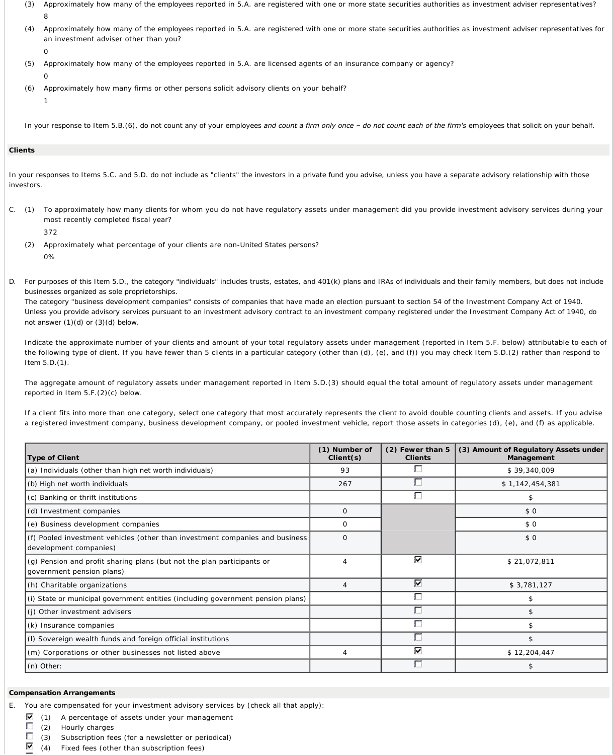(3) Approximately how many of the employees reported in 5.A. are registered with one or more state securities authorities as investment adviser representatives?

8

(4) Approximately how many of the employees reported in 5.A. are registered with one or more state securities authorities as investment adviser representatives for an investment adviser other than you?

0

(5) Approximately how many of the employees reported in 5.A. are licensed agents of an insurance company or agency?

0

(6) Approximately how many firms or other persons solicit advisory clients on your behalf?

1

In your response to Item 5.B.(6), do not count any of your employees *and count a firm only once – do not count each of the firm's* employees that solicit on your behalf.

### Clients

In your responses to Items 5.C. and 5.D. do not include as "clients" the investors in a private fund you advise, unless you have a separate advisory relationship with those investors.

C. (1) To approximately how many clients for whom you do not have regulatory assets under management did you provide investment advisory services during your most recently completed fiscal year?

372

(2) Approximately what percentage of your clients are non-United States persons?

0%

D. For purposes of this Item 5.D., the category "individuals" includes trusts, estates, and 401(k) plans and IRAs of individuals and their family members, but does not include businesses organized as sole proprietorships.
The category "business development companies" consists of companies that have made an election pursuant to section 54 of the Investment Company Act of 1940. Unless you provide advisory services pursuant to an investment advisory contract to an investment company registered under the Investment Company Act of 1940, do not answer (1)(d) or (3)(d) below.

Indicate the approximate number of your clients and amount of your total regulatory assets under management (reported in Item 5.F. below) attributable to each of the following type of client. If you have fewer than 5 clients in a particular category (other than (d), (e), and (f)) you may check Item 5.D.(2) rather than respond to Item 5.D.(1).

The aggregate amount of regulatory assets under management reported in Item 5.D.(3) should equal the total amount of regulatory assets under management reported in Item 5.F.(2)(c) below.

If a client fits into more than one category, select one category that most accurately represents the client to avoid double counting clients and assets. If you advise a registered investment company, business development company, or pooled investment vehicle, report those assets in categories (d), (e), and (f) as applicable.

| Type of Client | (1) Number of Client(s) | (2) Fewer than 5 Clients | (3) Amount of Regulatory Assets under Management |
|---|---|---|---|
| (a) Individuals (other than high net worth individuals) | 93 | ☐ | $ 39,340,009 |
| (b) High net worth individuals | 267 | ☐ | $ 1,142,454,381 |
| (c) Banking or thrift institutions | | ☐ | $ |
| (d) Investment companies | 0 | | $ 0 |
| (e) Business development companies | 0 | | $ 0 |
| (f) Pooled investment vehicles (other than investment companies and business development companies) | 0 | | $ 0 |
| (g) Pension and profit sharing plans (but not the plan participants or government pension plans) | 4 | ☑ | $ 21,072,811 |
| (h) Charitable organizations | 4 | ☑ | $ 3,781,127 |
| (i) State or municipal government entities (including government pension plans) | | ☐ | $ |
| (j) Other investment advisers | | ☐ | $ |
| (k) Insurance companies | | ☐ | $ |
| (l) Sovereign wealth funds and foreign official institutions | | ☐ | $ |
| (m) Corporations or other businesses not listed above | 4 | ☑ | $ 12,204,447 |
| (n) Other: | | ☐ | $ |

### Compensation Arrangements

E. You are compensated for your investment advisory services by (check all that apply):

☑ (1) A percentage of assets under your management
☐ (2) Hourly charges
☐ (3) Subscription fees (for a newsletter or periodical)
☑ (4) Fixed fees (other than subscription fees)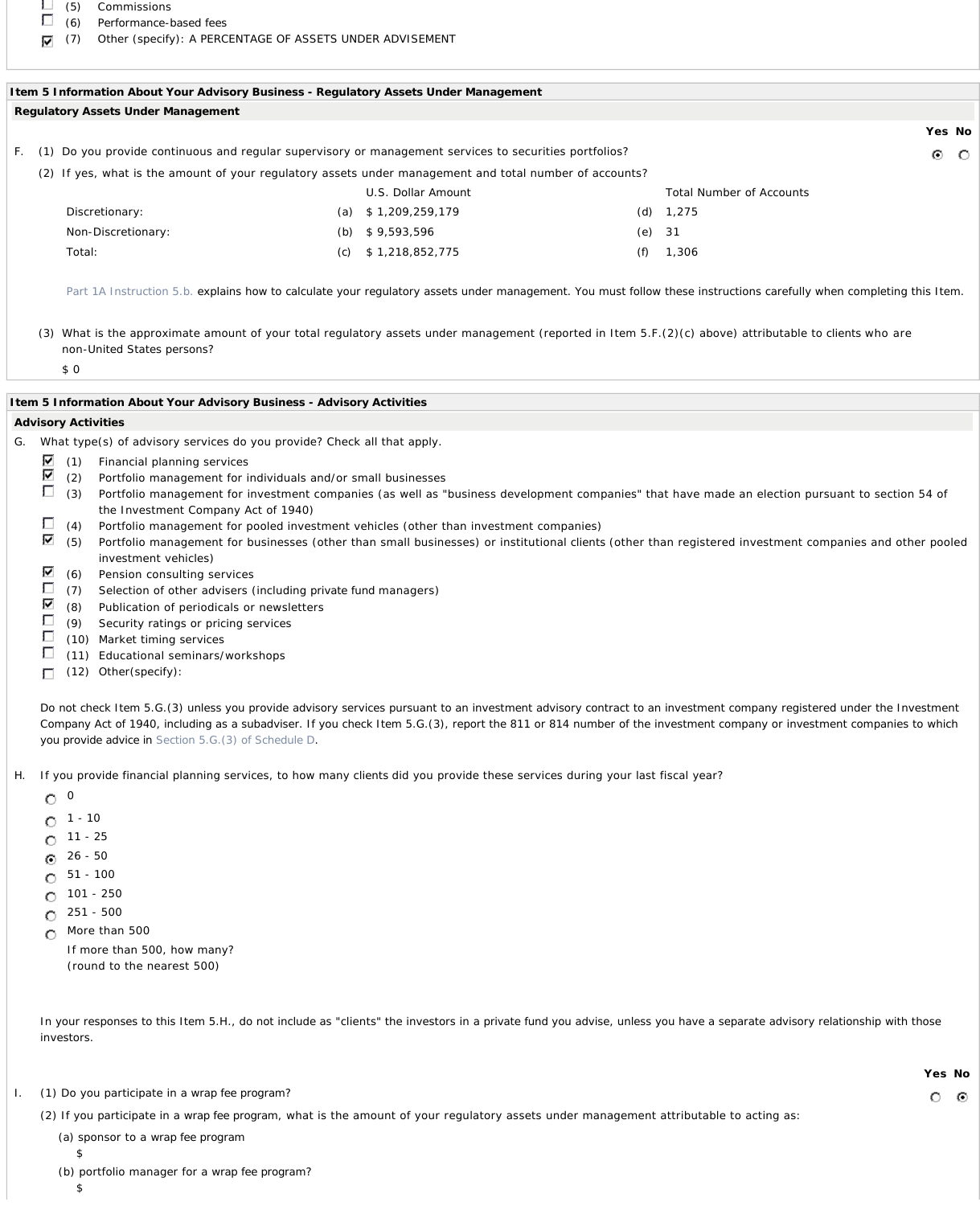- ☐ (5) Commissions
- ☐ (6) Performance-based fees
- ☑ (7) Other (specify): A PERCENTAGE OF ASSETS UNDER ADVISEMENT

**Item 5 Information About Your Advisory Business - Regulatory Assets Under Management**

**Regulatory Assets Under Management**

F. (1) Do you provide continuous and regular supervisory or management services to securities portfolios? **Yes** ◉ No ○

(2) If yes, what is the amount of your regulatory assets under management and total number of accounts?

| | | U.S. Dollar Amount | | Total Number of Accounts |
|---|---|---|---|---|
| Discretionary: | (a) | $ 1,209,259,179 | (d) | 1,275 |
| Non-Discretionary: | (b) | $ 9,593,596 | (e) | 31 |
| Total: | (c) | $ 1,218,852,775 | (f) | 1,306 |

Part 1A Instruction 5.b. explains how to calculate your regulatory assets under management. You must follow these instructions carefully when completing this Item.

(3) What is the approximate amount of your total regulatory assets under management (reported in Item 5.F.(2)(c) above) attributable to clients who are non-United States persons?

$ 0

**Item 5 Information About Your Advisory Business - Advisory Activities**

**Advisory Activities**

G. What type(s) of advisory services do you provide? Check all that apply.

- ☑ (1) Financial planning services
- ☑ (2) Portfolio management for individuals and/or small businesses
- ☐ (3) Portfolio management for investment companies (as well as "business development companies" that have made an election pursuant to section 54 of the Investment Company Act of 1940)
- ☐ (4) Portfolio management for pooled investment vehicles (other than investment companies)
- ☑ (5) Portfolio management for businesses (other than small businesses) or institutional clients (other than registered investment companies and other pooled investment vehicles)
- ☑ (6) Pension consulting services
- ☐ (7) Selection of other advisers (including private fund managers)
- ☑ (8) Publication of periodicals or newsletters
- ☐ (9) Security ratings or pricing services
- ☐ (10) Market timing services
- ☐ (11) Educational seminars/workshops
- ☐ (12) Other(specify):

Do not check Item 5.G.(3) unless you provide advisory services pursuant to an investment advisory contract to an investment company registered under the Investment Company Act of 1940, including as a subadviser. If you check Item 5.G.(3), report the 811 or 814 number of the investment company or investment companies to which you provide advice in Section 5.G.(3) of Schedule D.

H. If you provide financial planning services, to how many clients did you provide these services during your last fiscal year?

- ○ 0
- ○ 1 - 10
- ○ 11 - 25
- ◉ 26 - 50
- ○ 51 - 100
- ○ 101 - 250
- ○ 251 - 500
- ○ More than 500

  If more than 500, how many?
  (round to the nearest 500)

In your responses to this Item 5.H., do not include as "clients" the investors in a private fund you advise, unless you have a separate advisory relationship with those investors.

I. (1) Do you participate in a wrap fee program? Yes ○ **No** ◉

(2) If you participate in a wrap fee program, what is the amount of your regulatory assets under management attributable to acting as:

(a) sponsor to a wrap fee program

$

(b) portfolio manager for a wrap fee program?

$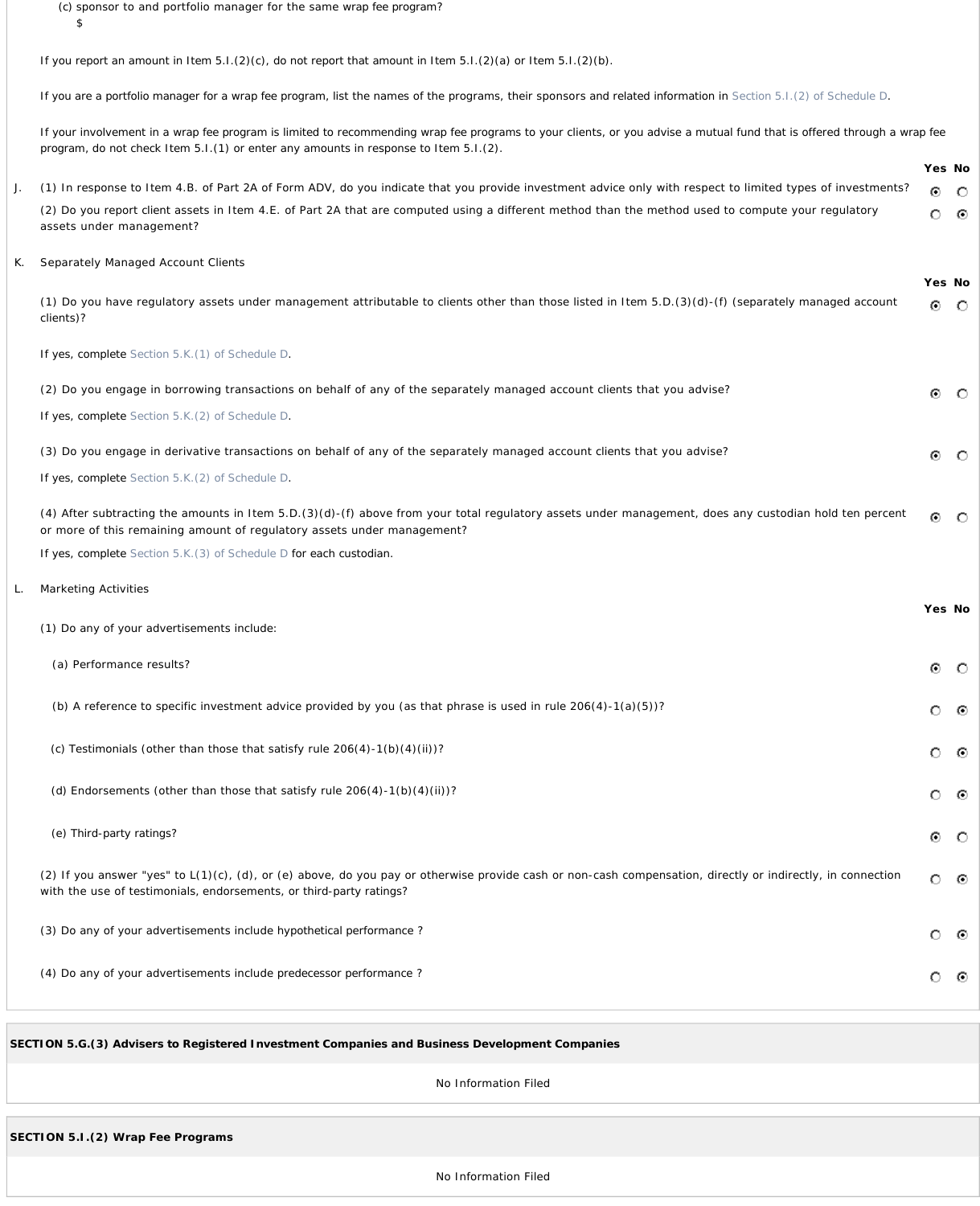(c) sponsor to and portfolio manager for the same wrap fee program?
$

If you report an amount in Item 5.I.(2)(c), do not report that amount in Item 5.I.(2)(a) or Item 5.I.(2)(b).

If you are a portfolio manager for a wrap fee program, list the names of the programs, their sponsors and related information in Section 5.I.(2) of Schedule D.

If your involvement in a wrap fee program is limited to recommending wrap fee programs to your clients, or you advise a mutual fund that is offered through a wrap fee program, do not check Item 5.I.(1) or enter any amounts in response to Item 5.I.(2).

| | | Yes | No |
|---|---|---|---|
| J. | (1) In response to Item 4.B. of Part 2A of Form ADV, do you indicate that you provide investment advice only with respect to limited types of investments? | ● | ○ |
| | (2) Do you report client assets in Item 4.E. of Part 2A that are computed using a different method than the method used to compute your regulatory assets under management? | ○ | ● |

K. Separately Managed Account Clients

| | Yes | No |
|---|---|---|
| (1) Do you have regulatory assets under management attributable to clients other than those listed in Item 5.D.(3)(d)-(f) (separately managed account clients)? | ● | ○ |

If yes, complete Section 5.K.(1) of Schedule D.

| | Yes | No |
|---|---|---|
| (2) Do you engage in borrowing transactions on behalf of any of the separately managed account clients that you advise? | ● | ○ |

If yes, complete Section 5.K.(2) of Schedule D.

| | Yes | No |
|---|---|---|
| (3) Do you engage in derivative transactions on behalf of any of the separately managed account clients that you advise? | ● | ○ |

If yes, complete Section 5.K.(2) of Schedule D.

| | Yes | No |
|---|---|---|
| (4) After subtracting the amounts in Item 5.D.(3)(d)-(f) above from your total regulatory assets under management, does any custodian hold ten percent or more of this remaining amount of regulatory assets under management? | ● | ○ |

If yes, complete Section 5.K.(3) of Schedule D for each custodian.

L. Marketing Activities

| | Yes | No |
|---|---|---|
| (1) Do any of your advertisements include: | | |
| (a) Performance results? | ● | ○ |
| (b) A reference to specific investment advice provided by you (as that phrase is used in rule 206(4)-1(a)(5))? | ○ | ● |
| (c) Testimonials (other than those that satisfy rule 206(4)-1(b)(4)(ii))? | ○ | ● |
| (d) Endorsements (other than those that satisfy rule 206(4)-1(b)(4)(ii))? | ○ | ● |
| (e) Third-party ratings? | ● | ○ |
| (2) If you answer "yes" to L(1)(c), (d), or (e) above, do you pay or otherwise provide cash or non-cash compensation, directly or indirectly, in connection with the use of testimonials, endorsements, or third-party ratings? | ○ | ● |
| (3) Do any of your advertisements include hypothetical performance ? | ○ | ● |
| (4) Do any of your advertisements include predecessor performance ? | ○ | ● |

**SECTION 5.G.(3) Advisers to Registered Investment Companies and Business Development Companies**

No Information Filed

**SECTION 5.I.(2) Wrap Fee Programs**

No Information Filed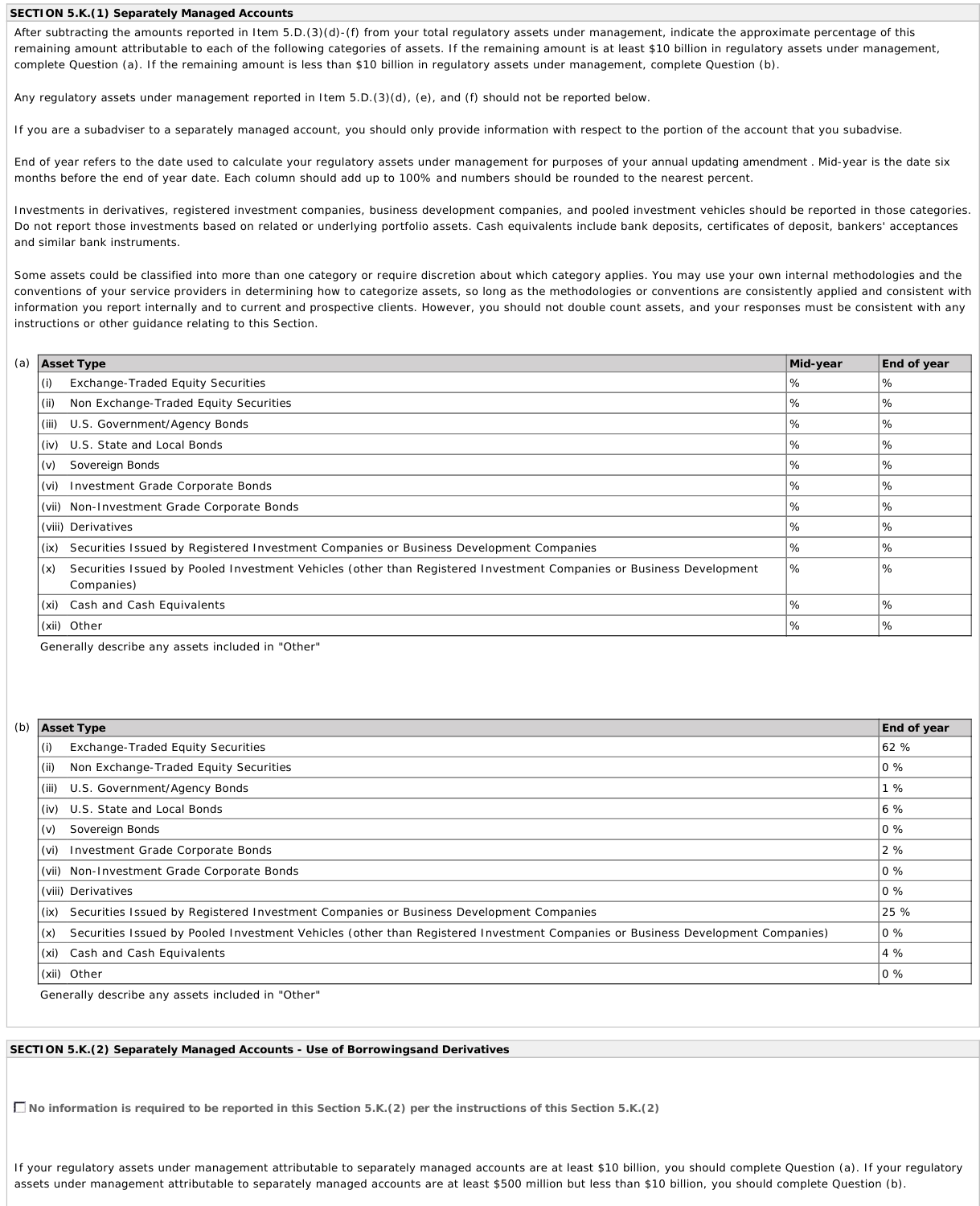## SECTION 5.K.(1) Separately Managed Accounts

After subtracting the amounts reported in Item 5.D.(3)(d)-(f) from your total regulatory assets under management, indicate the approximate percentage of this remaining amount attributable to each of the following categories of assets. If the remaining amount is at least $10 billion in regulatory assets under management, complete Question (a). If the remaining amount is less than $10 billion in regulatory assets under management, complete Question (b).

Any regulatory assets under management reported in Item 5.D.(3)(d), (e), and (f) should not be reported below.

If you are a subadviser to a separately managed account, you should only provide information with respect to the portion of the account that you subadvise.

End of year refers to the date used to calculate your regulatory assets under management for purposes of your annual updating amendment . Mid-year is the date six months before the end of year date. Each column should add up to 100% and numbers should be rounded to the nearest percent.

Investments in derivatives, registered investment companies, business development companies, and pooled investment vehicles should be reported in those categories. Do not report those investments based on related or underlying portfolio assets. Cash equivalents include bank deposits, certificates of deposit, bankers' acceptances and similar bank instruments.

Some assets could be classified into more than one category or require discretion about which category applies. You may use your own internal methodologies and the conventions of your service providers in determining how to categorize assets, so long as the methodologies or conventions are consistently applied and consistent with information you report internally and to current and prospective clients. However, you should not double count assets, and your responses must be consistent with any instructions or other guidance relating to this Section.

(a)

| Asset Type | Mid-year | End of year |
|---|---|---|
| (i) Exchange-Traded Equity Securities | % | % |
| (ii) Non Exchange-Traded Equity Securities | % | % |
| (iii) U.S. Government/Agency Bonds | % | % |
| (iv) U.S. State and Local Bonds | % | % |
| (v) Sovereign Bonds | % | % |
| (vi) Investment Grade Corporate Bonds | % | % |
| (vii) Non-Investment Grade Corporate Bonds | % | % |
| (viii) Derivatives | % | % |
| (ix) Securities Issued by Registered Investment Companies or Business Development Companies | % | % |
| (x) Securities Issued by Pooled Investment Vehicles (other than Registered Investment Companies or Business Development Companies) | % | % |
| (xi) Cash and Cash Equivalents | % | % |
| (xii) Other | % | % |

Generally describe any assets included in "Other"

(b)

| Asset Type | End of year |
|---|---|
| (i) Exchange-Traded Equity Securities | 62 % |
| (ii) Non Exchange-Traded Equity Securities | 0 % |
| (iii) U.S. Government/Agency Bonds | 1 % |
| (iv) U.S. State and Local Bonds | 6 % |
| (v) Sovereign Bonds | 0 % |
| (vi) Investment Grade Corporate Bonds | 2 % |
| (vii) Non-Investment Grade Corporate Bonds | 0 % |
| (viii) Derivatives | 0 % |
| (ix) Securities Issued by Registered Investment Companies or Business Development Companies | 25 % |
| (x) Securities Issued by Pooled Investment Vehicles (other than Registered Investment Companies or Business Development Companies) | 0 % |
| (xi) Cash and Cash Equivalents | 4 % |
| (xii) Other | 0 % |

Generally describe any assets included in "Other"

## SECTION 5.K.(2) Separately Managed Accounts - Use of Borrowingsand Derivatives

☐ **No information is required to be reported in this Section 5.K.(2) per the instructions of this Section 5.K.(2)**

If your regulatory assets under management attributable to separately managed accounts are at least $10 billion, you should complete Question (a). If your regulatory assets under management attributable to separately managed accounts are at least $500 million but less than $10 billion, you should complete Question (b).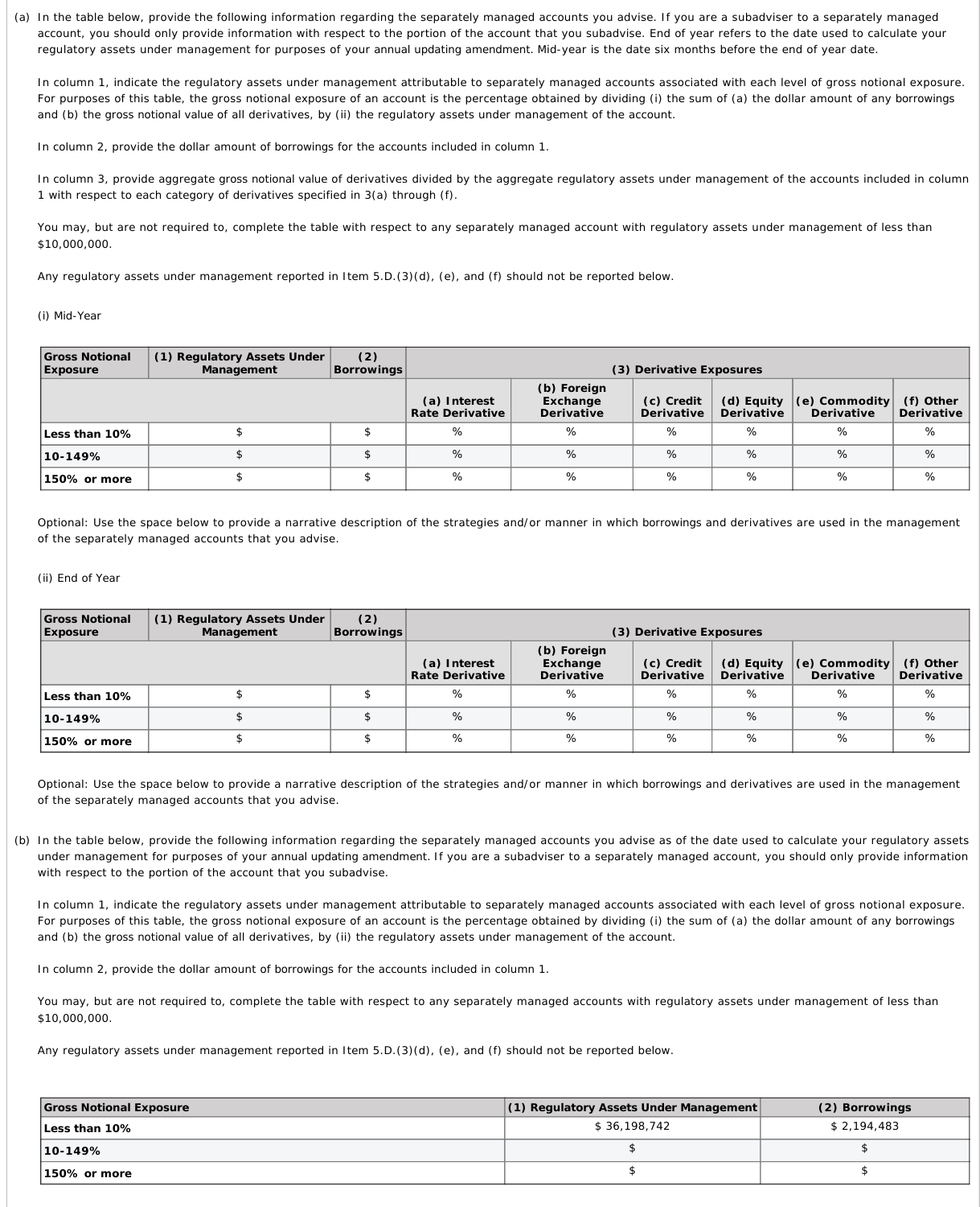(a) In the table below, provide the following information regarding the separately managed accounts you advise. If you are a subadviser to a separately managed account, you should only provide information with respect to the portion of the account that you subadvise. End of year refers to the date used to calculate your regulatory assets under management for purposes of your annual updating amendment. Mid-year is the date six months before the end of year date.

In column 1, indicate the regulatory assets under management attributable to separately managed accounts associated with each level of gross notional exposure. For purposes of this table, the gross notional exposure of an account is the percentage obtained by dividing (i) the sum of (a) the dollar amount of any borrowings and (b) the gross notional value of all derivatives, by (ii) the regulatory assets under management of the account.

In column 2, provide the dollar amount of borrowings for the accounts included in column 1.

In column 3, provide aggregate gross notional value of derivatives divided by the aggregate regulatory assets under management of the accounts included in column 1 with respect to each category of derivatives specified in 3(a) through (f).

You may, but are not required to, complete the table with respect to any separately managed account with regulatory assets under management of less than $10,000,000.

Any regulatory assets under management reported in Item 5.D.(3)(d), (e), and (f) should not be reported below.

(i) Mid-Year

| Gross Notional Exposure | (1) Regulatory Assets Under Management | (2) Borrowings | (3) Derivative Exposures | | | | | |
|---|---|---|---|---|---|---|---|---|
| | | | (a) Interest Rate Derivative | (b) Foreign Exchange Derivative | (c) Credit Derivative | (d) Equity Derivative | (e) Commodity Derivative | (f) Other Derivative |
| Less than 10% | $ | $ | % | % | % | % | % | % |
| 10-149% | $ | $ | % | % | % | % | % | % |
| 150% or more | $ | $ | % | % | % | % | % | % |

Optional: Use the space below to provide a narrative description of the strategies and/or manner in which borrowings and derivatives are used in the management of the separately managed accounts that you advise.

(ii) End of Year

| Gross Notional Exposure | (1) Regulatory Assets Under Management | (2) Borrowings | (3) Derivative Exposures | | | | | |
|---|---|---|---|---|---|---|---|---|
| | | | (a) Interest Rate Derivative | (b) Foreign Exchange Derivative | (c) Credit Derivative | (d) Equity Derivative | (e) Commodity Derivative | (f) Other Derivative |
| Less than 10% | $ | $ | % | % | % | % | % | % |
| 10-149% | $ | $ | % | % | % | % | % | % |
| 150% or more | $ | $ | % | % | % | % | % | % |

Optional: Use the space below to provide a narrative description of the strategies and/or manner in which borrowings and derivatives are used in the management of the separately managed accounts that you advise.

(b) In the table below, provide the following information regarding the separately managed accounts you advise as of the date used to calculate your regulatory assets under management for purposes of your annual updating amendment. If you are a subadviser to a separately managed account, you should only provide information with respect to the portion of the account that you subadvise.

In column 1, indicate the regulatory assets under management attributable to separately managed accounts associated with each level of gross notional exposure. For purposes of this table, the gross notional exposure of an account is the percentage obtained by dividing (i) the sum of (a) the dollar amount of any borrowings and (b) the gross notional value of all derivatives, by (ii) the regulatory assets under management of the account.

In column 2, provide the dollar amount of borrowings for the accounts included in column 1.

You may, but are not required to, complete the table with respect to any separately managed accounts with regulatory assets under management of less than $10,000,000.

Any regulatory assets under management reported in Item 5.D.(3)(d), (e), and (f) should not be reported below.

| Gross Notional Exposure | (1) Regulatory Assets Under Management | (2) Borrowings |
|---|---|---|
| Less than 10% | $ 36,198,742 | $ 2,194,483 |
| 10-149% | $ | $ |
| 150% or more | $ | $ |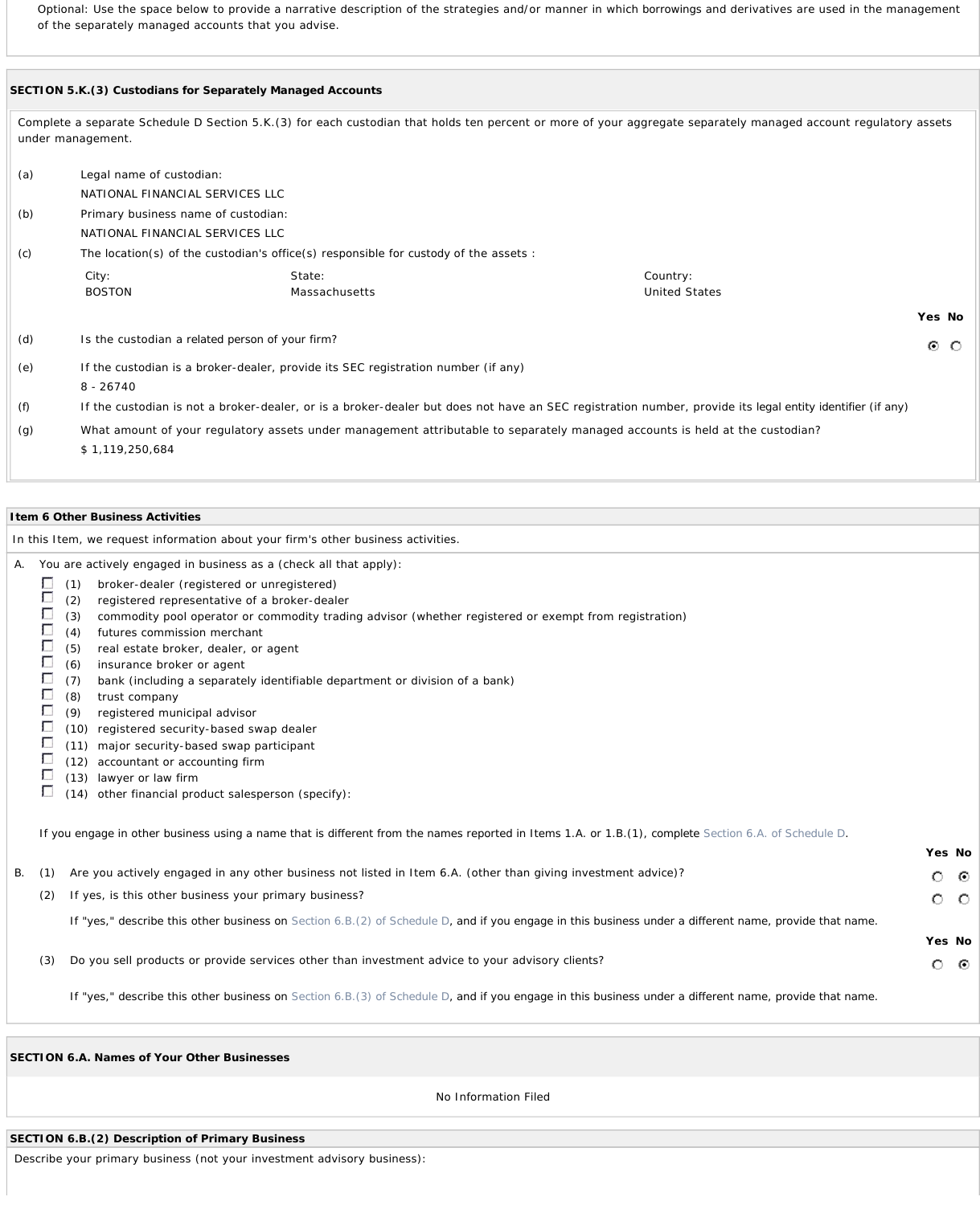Optional: Use the space below to provide a narrative description of the strategies and/or manner in which borrowings and derivatives are used in the management of the separately managed accounts that you advise.

## SECTION 5.K.(3) Custodians for Separately Managed Accounts

Complete a separate Schedule D Section 5.K.(3) for each custodian that holds ten percent or more of your aggregate separately managed account regulatory assets under management.

(a) Legal name of custodian:
NATIONAL FINANCIAL SERVICES LLC

(b) Primary business name of custodian:
NATIONAL FINANCIAL SERVICES LLC

(c) The location(s) of the custodian's office(s) responsible for custody of the assets :

| City: | State: | Country: |
|---|---|---|
| BOSTON | Massachusetts | United States |

| | | Yes | No |
|---|---|---|---|
| (d) | Is the custodian a related person of your firm? | ⦿ | ○ |

(e) If the custodian is a broker-dealer, provide its SEC registration number (if any)
8 - 26740

(f) If the custodian is not a broker-dealer, or is a broker-dealer but does not have an SEC registration number, provide its legal entity identifier (if any)

(g) What amount of your regulatory assets under management attributable to separately managed accounts is held at the custodian?
$ 1,119,250,684

## Item 6 Other Business Activities

In this Item, we request information about your firm's other business activities.

A. You are actively engaged in business as a (check all that apply):

- ☐ (1) broker-dealer (registered or unregistered)
- ☐ (2) registered representative of a broker-dealer
- ☐ (3) commodity pool operator or commodity trading advisor (whether registered or exempt from registration)
- ☐ (4) futures commission merchant
- ☐ (5) real estate broker, dealer, or agent
- ☐ (6) insurance broker or agent
- ☐ (7) bank (including a separately identifiable department or division of a bank)
- ☐ (8) trust company
- ☐ (9) registered municipal advisor
- ☐ (10) registered security-based swap dealer
- ☐ (11) major security-based swap participant
- ☐ (12) accountant or accounting firm
- ☐ (13) lawyer or law firm
- ☐ (14) other financial product salesperson (specify):

If you engage in other business using a name that is different from the names reported in Items 1.A. or 1.B.(1), complete Section 6.A. of Schedule D.

| | | Yes | No |
|---|---|---|---|
| B. (1) | Are you actively engaged in any other business not listed in Item 6.A. (other than giving investment advice)? | ○ | ⦿ |
| (2) | If yes, is this other business your primary business? | ○ | ○ |

If "yes," describe this other business on Section 6.B.(2) of Schedule D, and if you engage in this business under a different name, provide that name.

| | | Yes | No |
|---|---|---|---|
| (3) | Do you sell products or provide services other than investment advice to your advisory clients? | ○ | ⦿ |

If "yes," describe this other business on Section 6.B.(3) of Schedule D, and if you engage in this business under a different name, provide that name.

## SECTION 6.A. Names of Your Other Businesses

No Information Filed

## SECTION 6.B.(2) Description of Primary Business

Describe your primary business (not your investment advisory business):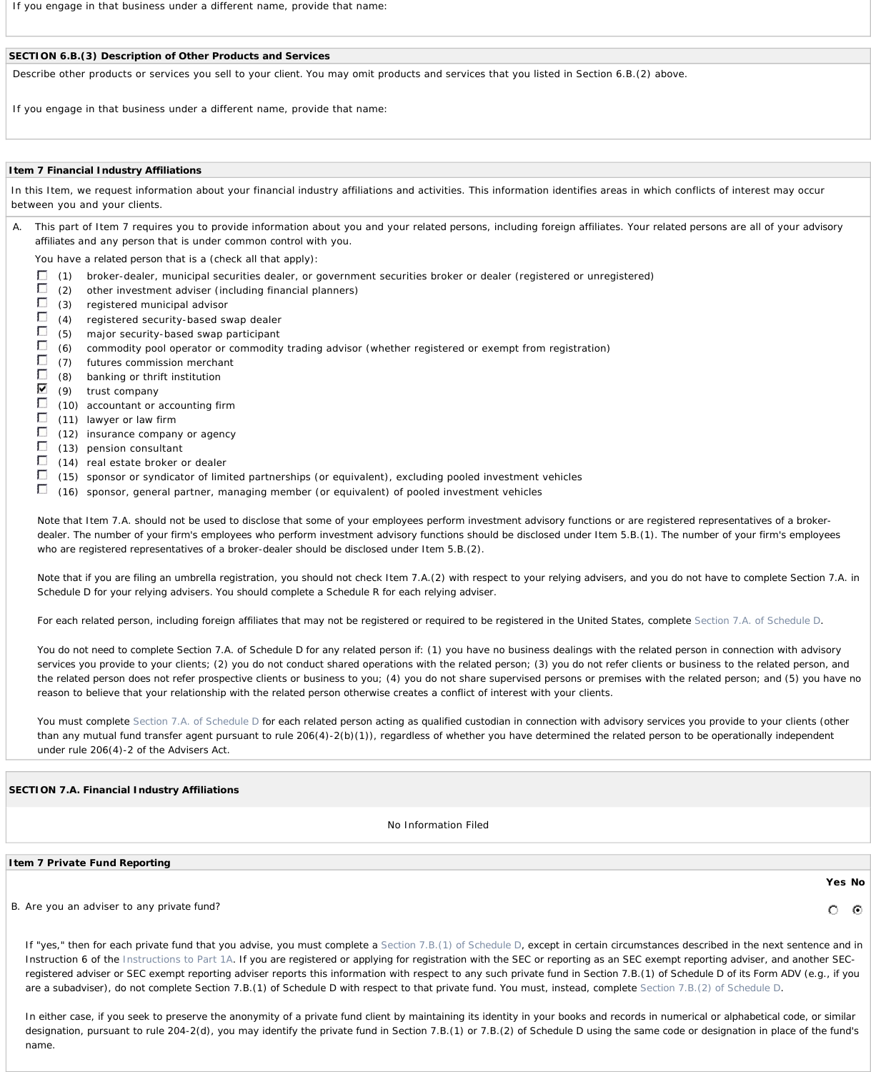If you engage in that business under a different name, provide that name:

**SECTION 6.B.(3) Description of Other Products and Services**

Describe other products or services you sell to your client. You may omit products and services that you listed in Section 6.B.(2) above.

If you engage in that business under a different name, provide that name:

**Item 7 Financial Industry Affiliations**

In this Item, we request information about your financial industry affiliations and activities. This information identifies areas in which conflicts of interest may occur between you and your clients.

A. This part of Item 7 requires you to provide information about you and your related persons, including foreign affiliates. Your related persons are all of your advisory affiliates and any person that is under common control with you.

You have a related person that is a (check all that apply):

- [ ] (1) broker-dealer, municipal securities dealer, or government securities broker or dealer (registered or unregistered)
- [ ] (2) other investment adviser (including financial planners)
- [ ] (3) registered municipal advisor
- [ ] (4) registered security-based swap dealer
- [ ] (5) major security-based swap participant
- [ ] (6) commodity pool operator or commodity trading advisor (whether registered or exempt from registration)
- [ ] (7) futures commission merchant
- [ ] (8) banking or thrift institution
- [x] (9) trust company
- [ ] (10) accountant or accounting firm
- [ ] (11) lawyer or law firm
- [ ] (12) insurance company or agency
- [ ] (13) pension consultant
- [ ] (14) real estate broker or dealer
- [ ] (15) sponsor or syndicator of limited partnerships (or equivalent), excluding pooled investment vehicles
- [ ] (16) sponsor, general partner, managing member (or equivalent) of pooled investment vehicles

Note that Item 7.A. should not be used to disclose that some of your employees perform investment advisory functions or are registered representatives of a broker-dealer. The number of your firm's employees who perform investment advisory functions should be disclosed under Item 5.B.(1). The number of your firm's employees who are registered representatives of a broker-dealer should be disclosed under Item 5.B.(2).

Note that if you are filing an umbrella registration, you should not check Item 7.A.(2) with respect to your relying advisers, and you do not have to complete Section 7.A. in Schedule D for your relying advisers. You should complete a Schedule R for each relying adviser.

For each related person, including foreign affiliates that may not be registered or required to be registered in the United States, complete Section 7.A. of Schedule D.

You do not need to complete Section 7.A. of Schedule D for any related person if: (1) you have no business dealings with the related person in connection with advisory services you provide to your clients; (2) you do not conduct shared operations with the related person; (3) you do not refer clients or business to the related person, and the related person does not refer prospective clients or business to you; (4) you do not share supervised persons or premises with the related person; and (5) you have no reason to believe that your relationship with the related person otherwise creates a conflict of interest with your clients.

You must complete Section 7.A. of Schedule D for each related person acting as qualified custodian in connection with advisory services you provide to your clients (other than any mutual fund transfer agent pursuant to rule 206(4)-2(b)(1)), regardless of whether you have determined the related person to be operationally independent under rule 206(4)-2 of the Advisers Act.

**SECTION 7.A. Financial Industry Affiliations**

No Information Filed

**Item 7 Private Fund Reporting**

| | Yes | No |
|---|---|---|
| B. Are you an adviser to any private fund? | ○ | ● |

If "yes," then for each private fund that you advise, you must complete a Section 7.B.(1) of Schedule D, except in certain circumstances described in the next sentence and in Instruction 6 of the Instructions to Part 1A. If you are registered or applying for registration with the SEC or reporting as an SEC exempt reporting adviser, and another SEC-registered adviser or SEC exempt reporting adviser reports this information with respect to any such private fund in Section 7.B.(1) of Schedule D of its Form ADV (e.g., if you are a subadviser), do not complete Section 7.B.(1) of Schedule D with respect to that private fund. You must, instead, complete Section 7.B.(2) of Schedule D.

In either case, if you seek to preserve the anonymity of a private fund client by maintaining its identity in your books and records in numerical or alphabetical code, or similar designation, pursuant to rule 204-2(d), you may identify the private fund in Section 7.B.(1) or 7.B.(2) of Schedule D using the same code or designation in place of the fund's name.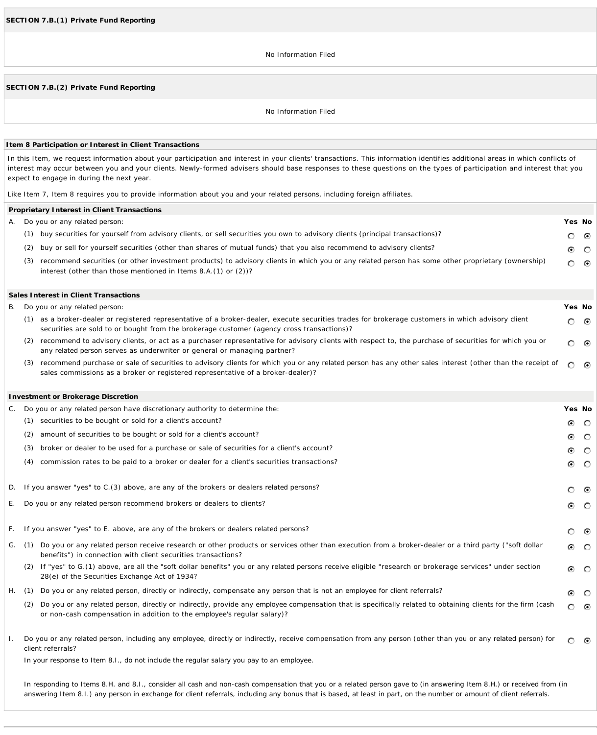## SECTION 7.B.(1) Private Fund Reporting

No Information Filed

## SECTION 7.B.(2) Private Fund Reporting

No Information Filed

## Item 8 Participation or Interest in Client Transactions

In this Item, we request information about your participation and interest in your clients' transactions. This information identifies additional areas in which conflicts of interest may occur between you and your clients. Newly-formed advisers should base responses to these questions on the types of participation and interest that you expect to engage in during the next year.

Like Item 7, Item 8 requires you to provide information about you and your related persons, including foreign affiliates.

### Proprietary Interest in Client Transactions

| | Yes | No |
|---|---|---|
| A. Do you or any related person: | | |
| (1) buy securities for yourself from advisory clients, or sell securities you own to advisory clients (principal transactions)? | ○ | ◉ |
| (2) buy or sell for yourself securities (other than shares of mutual funds) that you also recommend to advisory clients? | ◉ | ○ |
| (3) recommend securities (or other investment products) to advisory clients in which you or any related person has some other proprietary (ownership) interest (other than those mentioned in Items 8.A.(1) or (2))? | ○ | ◉ |

### Sales Interest in Client Transactions

| | Yes | No |
|---|---|---|
| B. Do you or any related person: | | |
| (1) as a broker-dealer or registered representative of a broker-dealer, execute securities trades for brokerage customers in which advisory client securities are sold to or bought from the brokerage customer (agency cross transactions)? | ○ | ◉ |
| (2) recommend to advisory clients, or act as a purchaser representative for advisory clients with respect to, the purchase of securities for which you or any related person serves as underwriter or general or managing partner? | ○ | ◉ |
| (3) recommend purchase or sale of securities to advisory clients for which you or any related person has any other sales interest (other than the receipt of sales commissions as a broker or registered representative of a broker-dealer)? | ○ | ◉ |

### Investment or Brokerage Discretion

| | Yes | No |
|---|---|---|
| C. Do you or any related person have discretionary authority to determine the: | | |
| (1) securities to be bought or sold for a client's account? | ◉ | ○ |
| (2) amount of securities to be bought or sold for a client's account? | ◉ | ○ |
| (3) broker or dealer to be used for a purchase or sale of securities for a client's account? | ◉ | ○ |
| (4) commission rates to be paid to a broker or dealer for a client's securities transactions? | ◉ | ○ |
| D. If you answer "yes" to C.(3) above, are any of the brokers or dealers related persons? | ○ | ◉ |
| E. Do you or any related person recommend brokers or dealers to clients? | ◉ | ○ |
| F. If you answer "yes" to E. above, are any of the brokers or dealers related persons? | ○ | ◉ |
| G. (1) Do you or any related person receive research or other products or services other than execution from a broker-dealer or a third party ("soft dollar benefits") in connection with client securities transactions? | ◉ | ○ |
| (2) If "yes" to G.(1) above, are all the "soft dollar benefits" you or any related persons receive eligible "research or brokerage services" under section 28(e) of the Securities Exchange Act of 1934? | ◉ | ○ |
| H. (1) Do you or any related person, directly or indirectly, compensate any person that is not an employee for client referrals? | ◉ | ○ |
| (2) Do you or any related person, directly or indirectly, provide any employee compensation that is specifically related to obtaining clients for the firm (cash or non-cash compensation in addition to the employee's regular salary)? | ○ | ◉ |
| I. Do you or any related person, including any employee, directly or indirectly, receive compensation from any person (other than you or any related person) for client referrals? | ○ | ◉ |

In your response to Item 8.I., do not include the regular salary you pay to an employee.

In responding to Items 8.H. and 8.I., consider all cash and non-cash compensation that you or a related person gave to (in answering Item 8.H.) or received from (in answering Item 8.I.) any person in exchange for client referrals, including any bonus that is based, at least in part, on the number or amount of client referrals.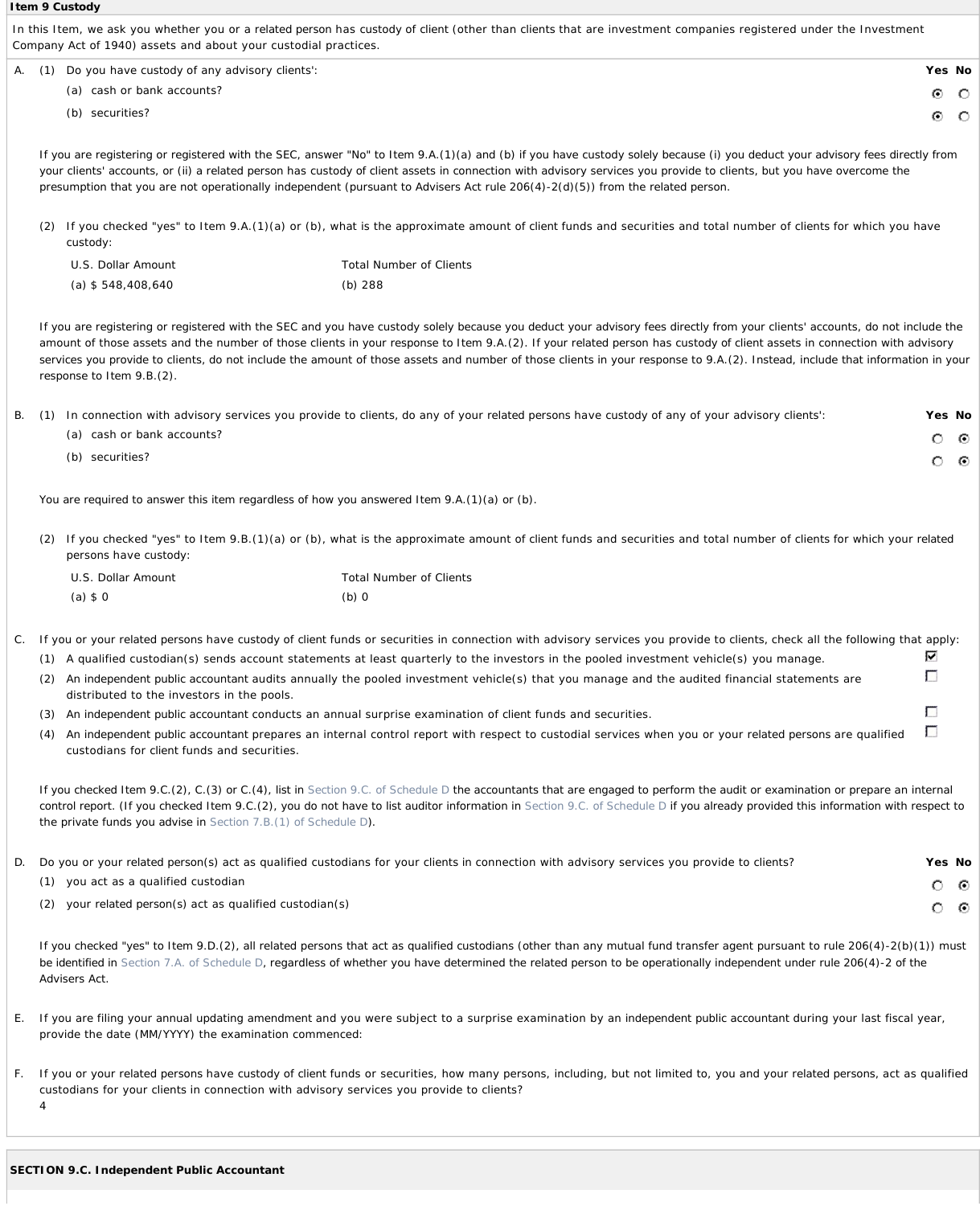**Item 9 Custody**

In this Item, we ask you whether you or a related person has custody of client (other than clients that are investment companies registered under the Investment Company Act of 1940) assets and about your custodial practices.

A. (1) Do you have custody of any advisory clients':

| | Yes | No |
|---|---|---|
| (a) cash or bank accounts? | ● | ○ |
| (b) securities? | ● | ○ |

If you are registering or registered with the SEC, answer "No" to Item 9.A.(1)(a) and (b) if you have custody solely because (i) you deduct your advisory fees directly from your clients' accounts, or (ii) a related person has custody of client assets in connection with advisory services you provide to clients, but you have overcome the presumption that you are not operationally independent (pursuant to Advisers Act rule 206(4)-2(d)(5)) from the related person.

(2) If you checked "yes" to Item 9.A.(1)(a) or (b), what is the approximate amount of client funds and securities and total number of clients for which you have custody:

| U.S. Dollar Amount | Total Number of Clients |
|---|---|
| (a) $ 548,408,640 | (b) 288 |

If you are registering or registered with the SEC and you have custody solely because you deduct your advisory fees directly from your clients' accounts, do not include the amount of those assets and the number of those clients in your response to Item 9.A.(2). If your related person has custody of client assets in connection with advisory services you provide to clients, do not include the amount of those assets and number of those clients in your response to 9.A.(2). Instead, include that information in your response to Item 9.B.(2).

B. (1) In connection with advisory services you provide to clients, do any of your related persons have custody of any of your advisory clients':

| | Yes | No |
|---|---|---|
| (a) cash or bank accounts? | ○ | ● |
| (b) securities? | ○ | ● |

You are required to answer this item regardless of how you answered Item 9.A.(1)(a) or (b).

(2) If you checked "yes" to Item 9.B.(1)(a) or (b), what is the approximate amount of client funds and securities and total number of clients for which your related persons have custody:

| U.S. Dollar Amount | Total Number of Clients |
|---|---|
| (a) $ 0 | (b) 0 |

C. If you or your related persons have custody of client funds or securities in connection with advisory services you provide to clients, check all the following that apply:

- [x] (1) A qualified custodian(s) sends account statements at least quarterly to the investors in the pooled investment vehicle(s) you manage.
- [ ] (2) An independent public accountant audits annually the pooled investment vehicle(s) that you manage and the audited financial statements are distributed to the investors in the pools.
- [ ] (3) An independent public accountant conducts an annual surprise examination of client funds and securities.
- [ ] (4) An independent public accountant prepares an internal control report with respect to custodial services when you or your related persons are qualified custodians for client funds and securities.

If you checked Item 9.C.(2), C.(3) or C.(4), list in Section 9.C. of Schedule D the accountants that are engaged to perform the audit or examination or prepare an internal control report. (If you checked Item 9.C.(2), you do not have to list auditor information in Section 9.C. of Schedule D if you already provided this information with respect to the private funds you advise in Section 7.B.(1) of Schedule D).

D. Do you or your related person(s) act as qualified custodians for your clients in connection with advisory services you provide to clients?

| | Yes | No |
|---|---|---|
| (1) you act as a qualified custodian | ○ | ● |
| (2) your related person(s) act as qualified custodian(s) | ○ | ● |

If you checked "yes" to Item 9.D.(2), all related persons that act as qualified custodians (other than any mutual fund transfer agent pursuant to rule 206(4)-2(b)(1)) must be identified in Section 7.A. of Schedule D, regardless of whether you have determined the related person to be operationally independent under rule 206(4)-2 of the Advisers Act.

E. If you are filing your annual updating amendment and you were subject to a surprise examination by an independent public accountant during your last fiscal year, provide the date (MM/YYYY) the examination commenced:

F. If you or your related persons have custody of client funds or securities, how many persons, including, but not limited to, you and your related persons, act as qualified custodians for your clients in connection with advisory services you provide to clients?

4

**SECTION 9.C. Independent Public Accountant**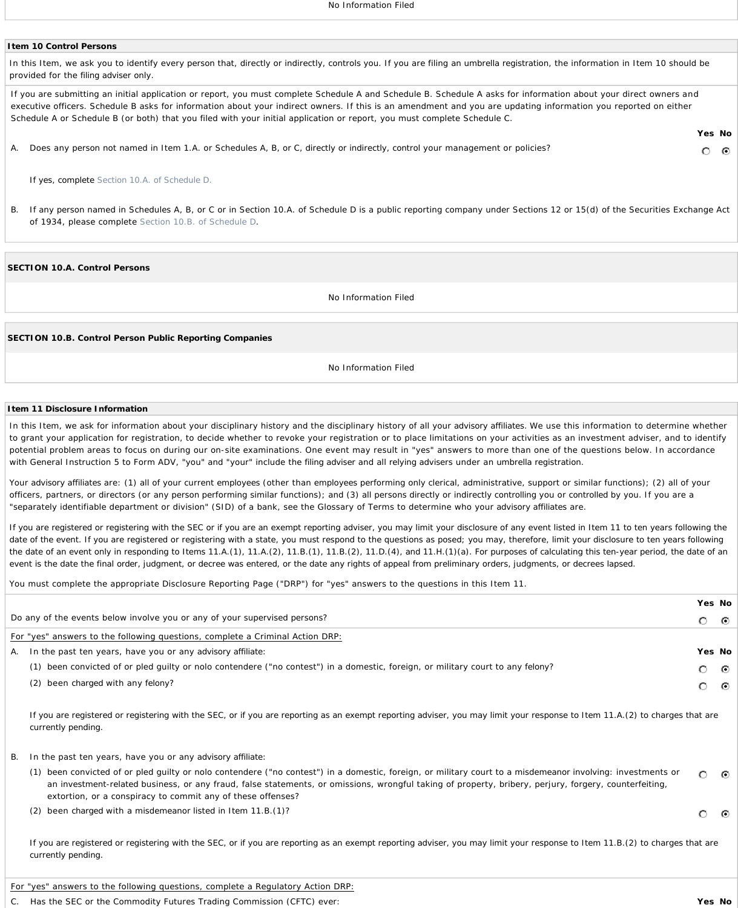No Information Filed

**Item 10 Control Persons**

In this Item, we ask you to identify every person that, directly or indirectly, controls you. If you are filing an umbrella registration, the information in Item 10 should be provided for the filing adviser only.

If you are submitting an initial application or report, you must complete Schedule A and Schedule B. Schedule A asks for information about your direct owners and executive officers. Schedule B asks for information about your indirect owners. If this is an amendment and you are updating information you reported on either Schedule A or Schedule B (or both) that you filed with your initial application or report, you must complete Schedule C.

| | Yes | No |
|---|---|---|
| A. Does any person not named in Item 1.A. or Schedules A, B, or C, directly or indirectly, control your management or policies? | ○ | ⦿ |

If yes, complete Section 10.A. of Schedule D.

B. If any person named in Schedules A, B, or C or in Section 10.A. of Schedule D is a public reporting company under Sections 12 or 15(d) of the Securities Exchange Act of 1934, please complete Section 10.B. of Schedule D.

**SECTION 10.A. Control Persons**

No Information Filed

**SECTION 10.B. Control Person Public Reporting Companies**

No Information Filed

**Item 11 Disclosure Information**

In this Item, we ask for information about your disciplinary history and the disciplinary history of all your advisory affiliates. We use this information to determine whether to grant your application for registration, to decide whether to revoke your registration or to place limitations on your activities as an investment adviser, and to identify potential problem areas to focus on during our on-site examinations. One event may result in "yes" answers to more than one of the questions below. In accordance with General Instruction 5 to Form ADV, "you" and "your" include the filing adviser and all relying advisers under an umbrella registration.

Your advisory affiliates are: (1) all of your current employees (other than employees performing only clerical, administrative, support or similar functions); (2) all of your officers, partners, or directors (or any person performing similar functions); and (3) all persons directly or indirectly controlling you or controlled by you. If you are a "separately identifiable department or division" (SID) of a bank, see the Glossary of Terms to determine who your advisory affiliates are.

If you are registered or registering with the SEC or if you are an exempt reporting adviser, you may limit your disclosure of any event listed in Item 11 to ten years following the date of the event. If you are registered or registering with a state, you must respond to the questions as posed; you may, therefore, limit your disclosure to ten years following the date of an event only in responding to Items 11.A.(1), 11.A.(2), 11.B.(1), 11.B.(2), 11.D.(4), and 11.H.(1)(a). For purposes of calculating this ten-year period, the date of an event is the date the final order, judgment, or decree was entered, or the date any rights of appeal from preliminary orders, judgments, or decrees lapsed.

You must complete the appropriate Disclosure Reporting Page ("DRP") for "yes" answers to the questions in this Item 11.

| | Yes | No |
|---|---|---|
| Do any of the events below involve you or any of your supervised persons? | ○ | ⦿ |

For "yes" answers to the following questions, complete a Criminal Action DRP:

| A. In the past ten years, have you or any advisory affiliate: | Yes | No |
|---|---|---|
| (1) been convicted of or pled guilty or nolo contendere ("no contest") in a domestic, foreign, or military court to any felony? | ○ | ⦿ |
| (2) been charged with any felony? | ○ | ⦿ |

If you are registered or registering with the SEC, or if you are reporting as an exempt reporting adviser, you may limit your response to Item 11.A.(2) to charges that are currently pending.

| B. In the past ten years, have you or any advisory affiliate: | Yes | No |
|---|---|---|
| (1) been convicted of or pled guilty or nolo contendere ("no contest") in a domestic, foreign, or military court to a misdemeanor involving: investments or an investment-related business, or any fraud, false statements, or omissions, wrongful taking of property, bribery, perjury, forgery, counterfeiting, extortion, or a conspiracy to commit any of these offenses? | ○ | ⦿ |
| (2) been charged with a misdemeanor listed in Item 11.B.(1)? | ○ | ⦿ |

If you are registered or registering with the SEC, or if you are reporting as an exempt reporting adviser, you may limit your response to Item 11.B.(2) to charges that are currently pending.

For "yes" answers to the following questions, complete a Regulatory Action DRP:

| C. Has the SEC or the Commodity Futures Trading Commission (CFTC) ever: | Yes | No |
|---|---|---|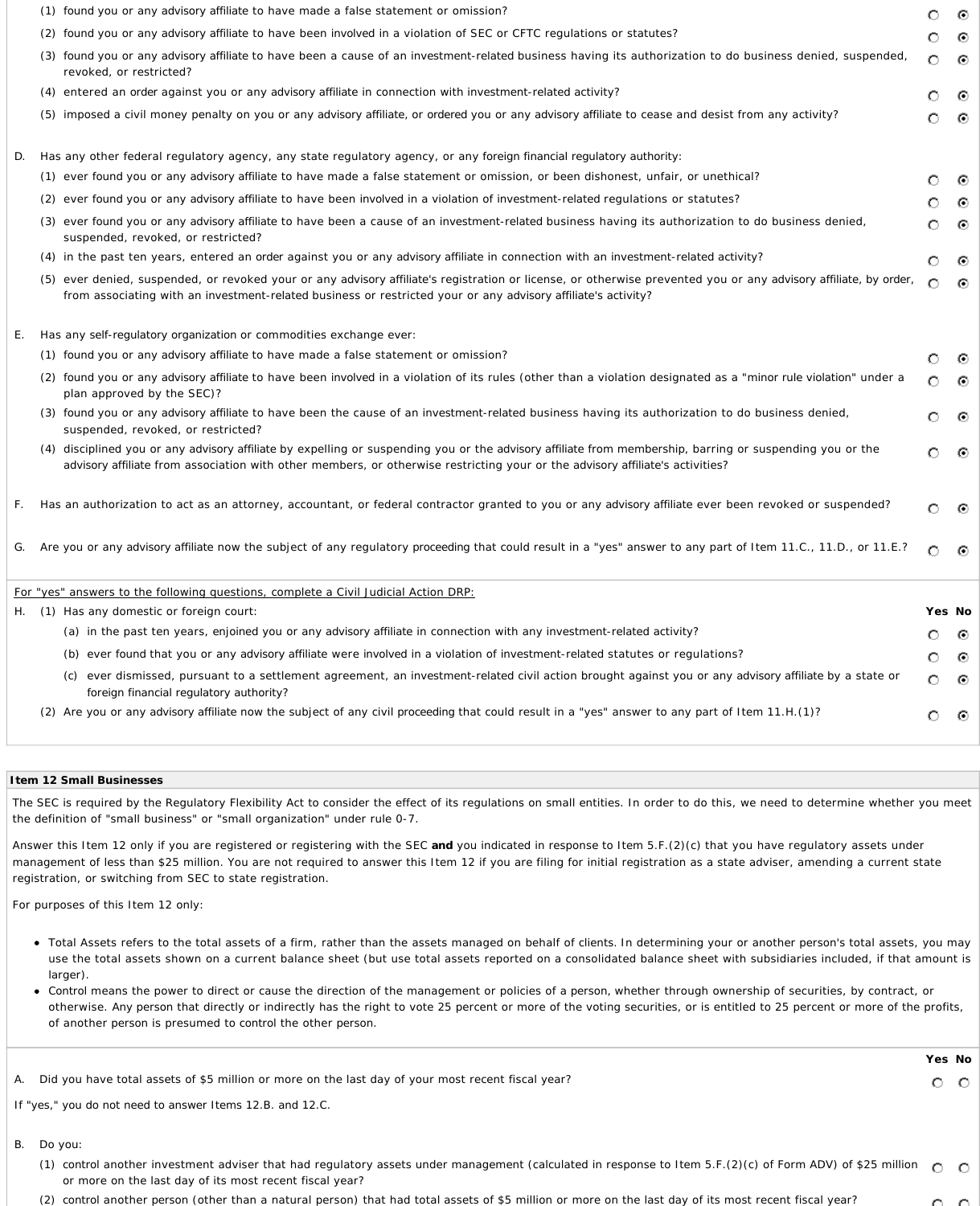| | Yes | No |
|---|---|---|
| (1) found you or any advisory affiliate to have made a false statement or omission? | ○ | ◉ |
| (2) found you or any advisory affiliate to have been involved in a violation of SEC or CFTC regulations or statutes? | ○ | ◉ |
| (3) found you or any advisory affiliate to have been a cause of an investment-related business having its authorization to do business denied, suspended, revoked, or restricted? | ○ | ◉ |
| (4) entered an order against you or any advisory affiliate in connection with investment-related activity? | ○ | ◉ |
| (5) imposed a civil money penalty on you or any advisory affiliate, or ordered you or any advisory affiliate to cease and desist from any activity? | ○ | ◉ |

D. Has any other federal regulatory agency, any state regulatory agency, or any foreign financial regulatory authority:

| | Yes | No |
|---|---|---|
| (1) ever found you or any advisory affiliate to have made a false statement or omission, or been dishonest, unfair, or unethical? | ○ | ◉ |
| (2) ever found you or any advisory affiliate to have been involved in a violation of investment-related regulations or statutes? | ○ | ◉ |
| (3) ever found you or any advisory affiliate to have been a cause of an investment-related business having its authorization to do business denied, suspended, revoked, or restricted? | ○ | ◉ |
| (4) in the past ten years, entered an order against you or any advisory affiliate in connection with an investment-related activity? | ○ | ◉ |
| (5) ever denied, suspended, or revoked your or any advisory affiliate's registration or license, or otherwise prevented you or any advisory affiliate, by order, from associating with an investment-related business or restricted your or any advisory affiliate's activity? | ○ | ◉ |

E. Has any self-regulatory organization or commodities exchange ever:

| | Yes | No |
|---|---|---|
| (1) found you or any advisory affiliate to have made a false statement or omission? | ○ | ◉ |
| (2) found you or any advisory affiliate to have been involved in a violation of its rules (other than a violation designated as a "minor rule violation" under a plan approved by the SEC)? | ○ | ◉ |
| (3) found you or any advisory affiliate to have been the cause of an investment-related business having its authorization to do business denied, suspended, revoked, or restricted? | ○ | ◉ |
| (4) disciplined you or any advisory affiliate by expelling or suspending you or the advisory affiliate from membership, barring or suspending you or the advisory affiliate from association with other members, or otherwise restricting your or the advisory affiliate's activities? | ○ | ◉ |

| | Yes | No |
|---|---|---|
| F. Has an authorization to act as an attorney, accountant, or federal contractor granted to you or any advisory affiliate ever been revoked or suspended? | ○ | ◉ |
| G. Are you or any advisory affiliate now the subject of any regulatory proceeding that could result in a "yes" answer to any part of Item 11.C., 11.D., or 11.E.? | ○ | ◉ |

For "yes" answers to the following questions, complete a Civil Judicial Action DRP:

H. (1) Has any domestic or foreign court:

| | Yes | No |
|---|---|---|
| (a) in the past ten years, enjoined you or any advisory affiliate in connection with any investment-related activity? | ○ | ◉ |
| (b) ever found that you or any advisory affiliate were involved in a violation of investment-related statutes or regulations? | ○ | ◉ |
| (c) ever dismissed, pursuant to a settlement agreement, an investment-related civil action brought against you or any advisory affiliate by a state or foreign financial regulatory authority? | ○ | ◉ |
| (2) Are you or any advisory affiliate now the subject of any civil proceeding that could result in a "yes" answer to any part of Item 11.H.(1)? | ○ | ◉ |

## Item 12 Small Businesses

The SEC is required by the Regulatory Flexibility Act to consider the effect of its regulations on small entities. In order to do this, we need to determine whether you meet the definition of "small business" or "small organization" under rule 0-7.

Answer this Item 12 only if you are registered or registering with the SEC **and** you indicated in response to Item 5.F.(2)(c) that you have regulatory assets under management of less than $25 million. You are not required to answer this Item 12 if you are filing for initial registration as a state adviser, amending a current state registration, or switching from SEC to state registration.

For purposes of this Item 12 only:

- Total Assets refers to the total assets of a firm, rather than the assets managed on behalf of clients. In determining your or another person's total assets, you may use the total assets shown on a current balance sheet (but use total assets reported on a consolidated balance sheet with subsidiaries included, if that amount is larger).
- Control means the power to direct or cause the direction of the management or policies of a person, whether through ownership of securities, by contract, or otherwise. Any person that directly or indirectly has the right to vote 25 percent or more of the voting securities, or is entitled to 25 percent or more of the profits, of another person is presumed to control the other person.

| | Yes | No |
|---|---|---|
| A. Did you have total assets of $5 million or more on the last day of your most recent fiscal year? | ○ | ○ |

If "yes," you do not need to answer Items 12.B. and 12.C.

B. Do you:

| | Yes | No |
|---|---|---|
| (1) control another investment adviser that had regulatory assets under management (calculated in response to Item 5.F.(2)(c) of Form ADV) of $25 million or more on the last day of its most recent fiscal year? | ○ | ○ |
| (2) control another person (other than a natural person) that had total assets of $5 million or more on the last day of its most recent fiscal year? | ○ | ○ |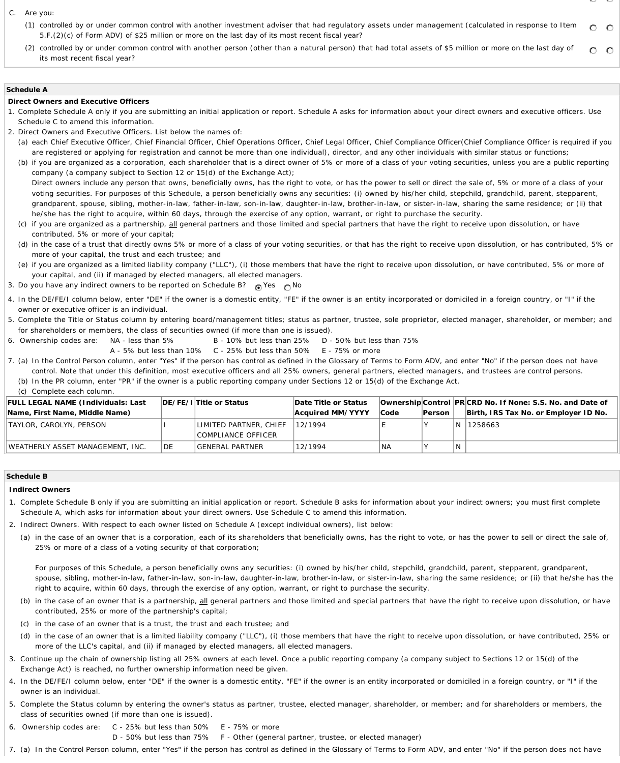C. Are you:

(1) controlled by or under common control with another investment adviser that had regulatory assets under management (calculated in response to Item 5.F.(2)(c) of Form ADV) of $25 million or more on the last day of its most recent fiscal year?

(2) controlled by or under common control with another person (other than a natural person) that had total assets of $5 million or more on the last day of its most recent fiscal year?

**Schedule A**

**Direct Owners and Executive Officers**

1. Complete Schedule A only if you are submitting an initial application or report. Schedule A asks for information about your direct owners and executive officers. Use Schedule C to amend this information.
2. Direct Owners and Executive Officers. List below the names of:
   (a) each Chief Executive Officer, Chief Financial Officer, Chief Operations Officer, Chief Legal Officer, Chief Compliance Officer(Chief Compliance Officer is required if you are registered or applying for registration and cannot be more than one individual), director, and any other individuals with similar status or functions;
   (b) if you are organized as a corporation, each shareholder that is a direct owner of 5% or more of a class of your voting securities, unless you are a public reporting company (a company subject to Section 12 or 15(d) of the Exchange Act);
   Direct owners include any person that owns, beneficially owns, has the right to vote, or has the power to sell or direct the sale of, 5% or more of a class of your voting securities. For purposes of this Schedule, a person beneficially owns any securities: (i) owned by his/her child, stepchild, grandchild, parent, stepparent, grandparent, spouse, sibling, mother-in-law, father-in-law, son-in-law, daughter-in-law, brother-in-law, or sister-in-law, sharing the same residence; or (ii) that he/she has the right to acquire, within 60 days, through the exercise of any option, warrant, or right to purchase the security.
   (c) if you are organized as a partnership, all general partners and those limited and special partners that have the right to receive upon dissolution, or have contributed, 5% or more of your capital;
   (d) in the case of a trust that directly owns 5% or more of a class of your voting securities, or that has the right to receive upon dissolution, or has contributed, 5% or more of your capital, the trust and each trustee; and
   (e) if you are organized as a limited liability company ("LLC"), (i) those members that have the right to receive upon dissolution, or have contributed, 5% or more of your capital, and (ii) if managed by elected managers, all elected managers.
3. Do you have any indirect owners to be reported on Schedule B? (●) Yes ( ) No
4. In the DE/FE/I column below, enter "DE" if the owner is a domestic entity, "FE" if the owner is an entity incorporated or domiciled in a foreign country, or "I" if the owner or executive officer is an individual.
5. Complete the Title or Status column by entering board/management titles; status as partner, trustee, sole proprietor, elected manager, shareholder, or member; and for shareholders or members, the class of securities owned (if more than one is issued).
6. Ownership codes are: NA - less than 5%; A - 5% but less than 10%; B - 10% but less than 25%; C - 25% but less than 50%; D - 50% but less than 75%; E - 75% or more
7. (a) In the Control Person column, enter "Yes" if the person has control as defined in the Glossary of Terms to Form ADV, and enter "No" if the person does not have control. Note that under this definition, most executive officers and all 25% owners, general partners, elected managers, and trustees are control persons.
   (b) In the PR column, enter "PR" if the owner is a public reporting company under Sections 12 or 15(d) of the Exchange Act.
   (c) Complete each column.

| FULL LEGAL NAME (Individuals: Last Name, First Name, Middle Name) | DE/FE/I | Title or Status | Date Title or Status Acquired MM/YYYY | Ownership Code | Control Person | PR | CRD No. If None: S.S. No. and Date of Birth, IRS Tax No. or Employer ID No. |
|---|---|---|---|---|---|---|---|
| TAYLOR, CAROLYN, PERSON | I | LIMITED PARTNER, CHIEF COMPLIANCE OFFICER | 12/1994 | E | Y | N | 1258663 |
| WEATHERLY ASSET MANAGEMENT, INC. | DE | GENERAL PARTNER | 12/1994 | NA | Y | N | |

**Schedule B**

**Indirect Owners**

1. Complete Schedule B only if you are submitting an initial application or report. Schedule B asks for information about your indirect owners; you must first complete Schedule A, which asks for information about your direct owners. Use Schedule C to amend this information.
2. Indirect Owners. With respect to each owner listed on Schedule A (except individual owners), list below:
   (a) in the case of an owner that is a corporation, each of its shareholders that beneficially owns, has the right to vote, or has the power to sell or direct the sale of, 25% or more of a class of a voting security of that corporation;

   For purposes of this Schedule, a person beneficially owns any securities: (i) owned by his/her child, stepchild, grandchild, parent, stepparent, grandparent, spouse, sibling, mother-in-law, father-in-law, son-in-law, daughter-in-law, brother-in-law, or sister-in-law, sharing the same residence; or (ii) that he/she has the right to acquire, within 60 days, through the exercise of any option, warrant, or right to purchase the security.
   (b) in the case of an owner that is a partnership, all general partners and those limited and special partners that have the right to receive upon dissolution, or have contributed, 25% or more of the partnership's capital;
   (c) in the case of an owner that is a trust, the trust and each trustee; and
   (d) in the case of an owner that is a limited liability company ("LLC"), (i) those members that have the right to receive upon dissolution, or have contributed, 25% or more of the LLC's capital, and (ii) if managed by elected managers, all elected managers.
3. Continue up the chain of ownership listing all 25% owners at each level. Once a public reporting company (a company subject to Sections 12 or 15(d) of the Exchange Act) is reached, no further ownership information need be given.
4. In the DE/FE/I column below, enter "DE" if the owner is a domestic entity, "FE" if the owner is an entity incorporated or domiciled in a foreign country, or "I" if the owner is an individual.
5. Complete the Status column by entering the owner's status as partner, trustee, elected manager, shareholder, or member; and for shareholders or members, the class of securities owned (if more than one is issued).
6. Ownership codes are: C - 25% but less than 50%; D - 50% but less than 75%; E - 75% or more; F - Other (general partner, trustee, or elected manager)
7. (a) In the Control Person column, enter "Yes" if the person has control as defined in the Glossary of Terms to Form ADV, and enter "No" if the person does not have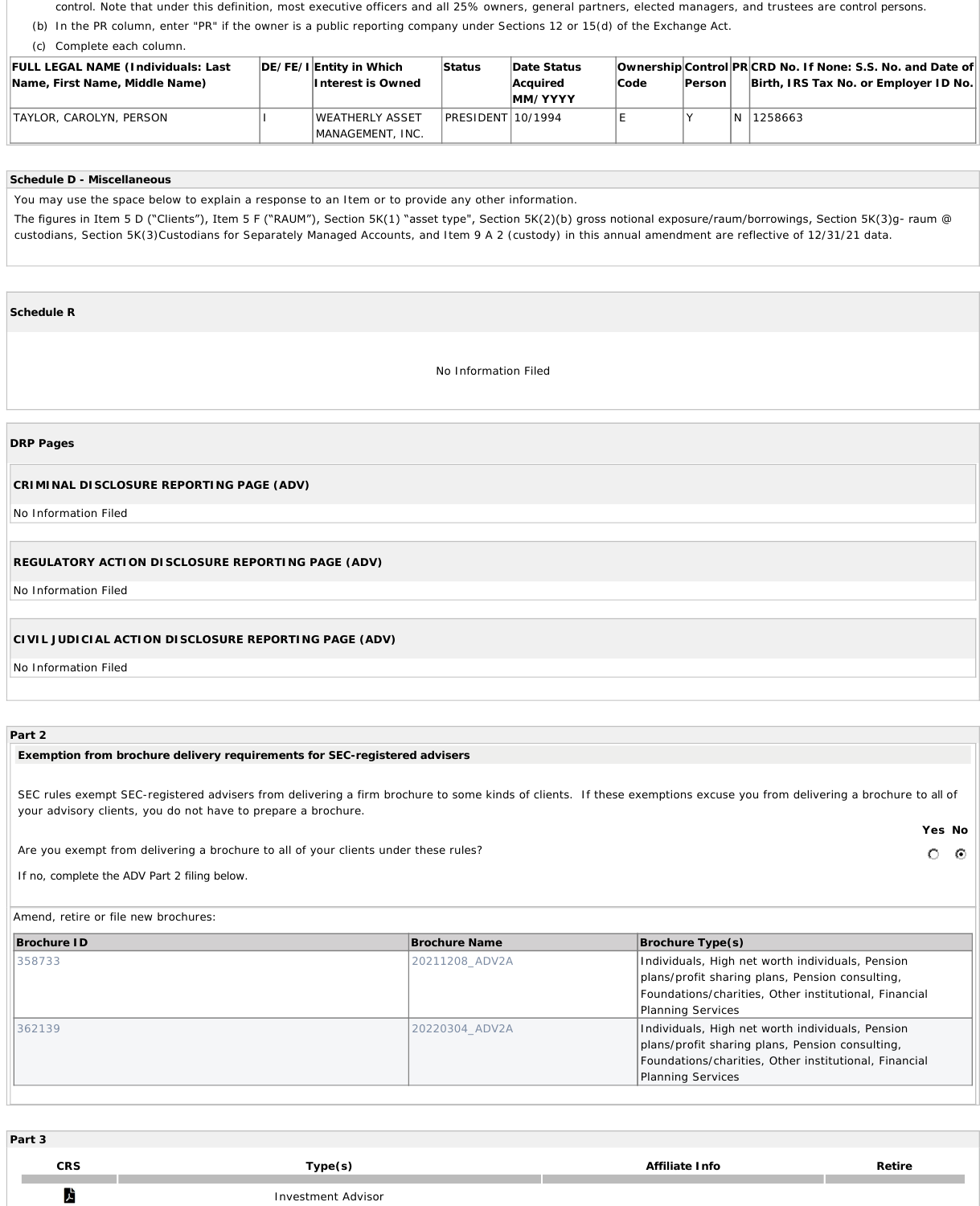control. Note that under this definition, most executive officers and all 25% owners, general partners, elected managers, and trustees are control persons.

(b) In the PR column, enter "PR" if the owner is a public reporting company under Sections 12 or 15(d) of the Exchange Act.

(c) Complete each column.

| FULL LEGAL NAME (Individuals: Last Name, First Name, Middle Name) | DE/FE/I | Entity in Which Interest is Owned | Status | Date Status Acquired MM/YYYY | Ownership Code | Control Person | PR | CRD No. If None: S.S. No. and Date of Birth, IRS Tax No. or Employer ID No. |
|---|---|---|---|---|---|---|---|---|
| TAYLOR, CAROLYN, PERSON | I | WEATHERLY ASSET MANAGEMENT, INC. | PRESIDENT | 10/1994 | E | Y | N | 1258663 |

## Schedule D - Miscellaneous

You may use the space below to explain a response to an Item or to provide any other information.

The figures in Item 5 D ("Clients"), Item 5 F ("RAUM"), Section 5K(1) "asset type", Section 5K(2)(b) gross notional exposure/raum/borrowings, Section 5K(3)g- raum @ custodians, Section 5K(3)Custodians for Separately Managed Accounts, and Item 9 A 2 (custody) in this annual amendment are reflective of 12/31/21 data.

## Schedule R

No Information Filed

## DRP Pages

### CRIMINAL DISCLOSURE REPORTING PAGE (ADV)

No Information Filed

### REGULATORY ACTION DISCLOSURE REPORTING PAGE (ADV)

No Information Filed

### CIVIL JUDICIAL ACTION DISCLOSURE REPORTING PAGE (ADV)

No Information Filed

## Part 2

### Exemption from brochure delivery requirements for SEC-registered advisers

SEC rules exempt SEC-registered advisers from delivering a firm brochure to some kinds of clients. If these exemptions excuse you from delivering a brochure to all of your advisory clients, you do not have to prepare a brochure.

| | Yes | No |
|---|---|---|
| Are you exempt from delivering a brochure to all of your clients under these rules? | ○ | ● |

If no, complete the ADV Part 2 filing below.

Amend, retire or file new brochures:

| Brochure ID | Brochure Name | Brochure Type(s) |
|---|---|---|
| 358733 | 20211208_ADV2A | Individuals, High net worth individuals, Pension plans/profit sharing plans, Pension consulting, Foundations/charities, Other institutional, Financial Planning Services |
| 362139 | 20220304_ADV2A | Individuals, High net worth individuals, Pension plans/profit sharing plans, Pension consulting, Foundations/charities, Other institutional, Financial Planning Services |

## Part 3

| CRS | Type(s) | Affiliate Info | Retire |
|---|---|---|---|
| | Investment Advisor | | |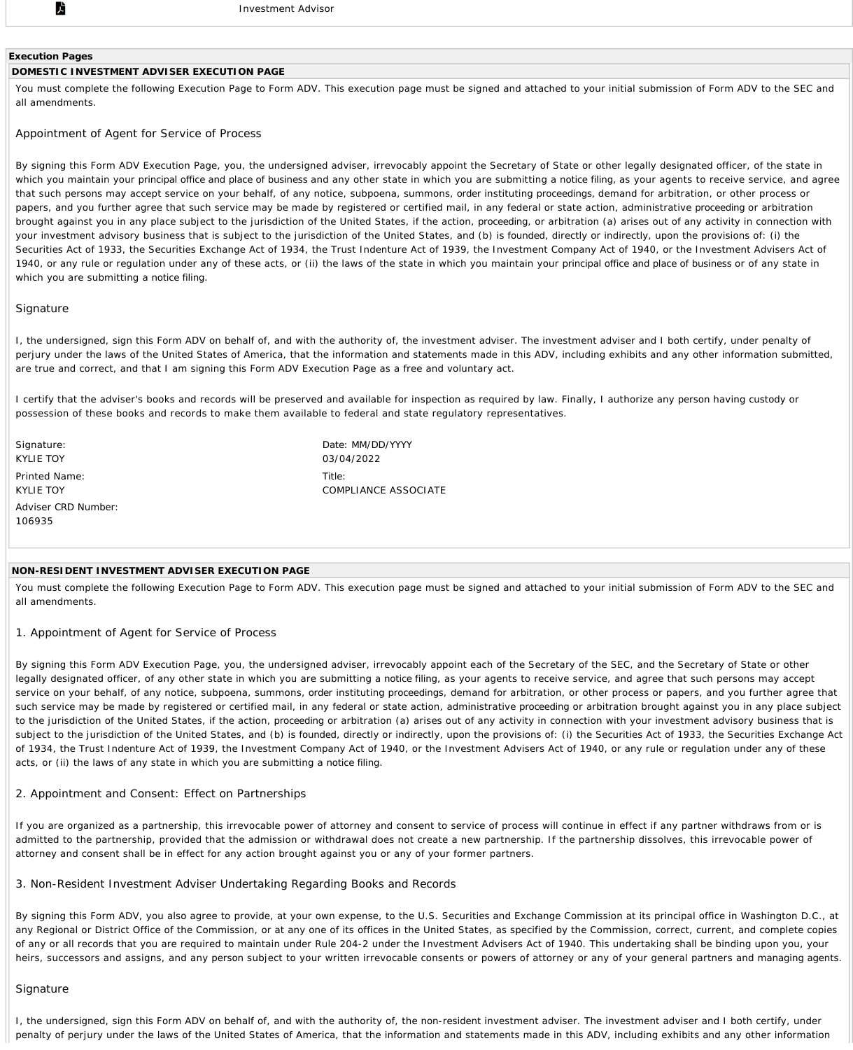Investment Advisor

## Execution Pages

### DOMESTIC INVESTMENT ADVISER EXECUTION PAGE

You must complete the following Execution Page to Form ADV. This execution page must be signed and attached to your initial submission of Form ADV to the SEC and all amendments.

#### Appointment of Agent for Service of Process

By signing this Form ADV Execution Page, you, the undersigned adviser, irrevocably appoint the Secretary of State or other legally designated officer, of the state in which you maintain your principal office and place of business and any other state in which you are submitting a notice filing, as your agents to receive service, and agree that such persons may accept service on your behalf, of any notice, subpoena, summons, order instituting proceedings, demand for arbitration, or other process or papers, and you further agree that such service may be made by registered or certified mail, in any federal or state action, administrative proceeding or arbitration brought against you in any place subject to the jurisdiction of the United States, if the action, proceeding, or arbitration (a) arises out of any activity in connection with your investment advisory business that is subject to the jurisdiction of the United States, and (b) is founded, directly or indirectly, upon the provisions of: (i) the Securities Act of 1933, the Securities Exchange Act of 1934, the Trust Indenture Act of 1939, the Investment Company Act of 1940, or the Investment Advisers Act of 1940, or any rule or regulation under any of these acts, or (ii) the laws of the state in which you maintain your principal office and place of business or of any state in which you are submitting a notice filing.

#### Signature

I, the undersigned, sign this Form ADV on behalf of, and with the authority of, the investment adviser. The investment adviser and I both certify, under penalty of perjury under the laws of the United States of America, that the information and statements made in this ADV, including exhibits and any other information submitted, are true and correct, and that I am signing this Form ADV Execution Page as a free and voluntary act.

I certify that the adviser's books and records will be preserved and available for inspection as required by law. Finally, I authorize any person having custody or possession of these books and records to make them available to federal and state regulatory representatives.

Signature:
KYLIE TOY

Date: MM/DD/YYYY
03/04/2022

Printed Name:
KYLIE TOY

Title:
COMPLIANCE ASSOCIATE

Adviser CRD Number:
106935

### NON-RESIDENT INVESTMENT ADVISER EXECUTION PAGE

You must complete the following Execution Page to Form ADV. This execution page must be signed and attached to your initial submission of Form ADV to the SEC and all amendments.

#### 1. Appointment of Agent for Service of Process

By signing this Form ADV Execution Page, you, the undersigned adviser, irrevocably appoint each of the Secretary of the SEC, and the Secretary of State or other legally designated officer, of any other state in which you are submitting a notice filing, as your agents to receive service, and agree that such persons may accept service on your behalf, of any notice, subpoena, summons, order instituting proceedings, demand for arbitration, or other process or papers, and you further agree that such service may be made by registered or certified mail, in any federal or state action, administrative proceeding or arbitration brought against you in any place subject to the jurisdiction of the United States, if the action, proceeding or arbitration (a) arises out of any activity in connection with your investment advisory business that is subject to the jurisdiction of the United States, and (b) is founded, directly or indirectly, upon the provisions of: (i) the Securities Act of 1933, the Securities Exchange Act of 1934, the Trust Indenture Act of 1939, the Investment Company Act of 1940, or the Investment Advisers Act of 1940, or any rule or regulation under any of these acts, or (ii) the laws of any state in which you are submitting a notice filing.

#### 2. Appointment and Consent: Effect on Partnerships

If you are organized as a partnership, this irrevocable power of attorney and consent to service of process will continue in effect if any partner withdraws from or is admitted to the partnership, provided that the admission or withdrawal does not create a new partnership. If the partnership dissolves, this irrevocable power of attorney and consent shall be in effect for any action brought against you or any of your former partners.

#### 3. Non-Resident Investment Adviser Undertaking Regarding Books and Records

By signing this Form ADV, you also agree to provide, at your own expense, to the U.S. Securities and Exchange Commission at its principal office in Washington D.C., at any Regional or District Office of the Commission, or at any one of its offices in the United States, as specified by the Commission, correct, current, and complete copies of any or all records that you are required to maintain under Rule 204-2 under the Investment Advisers Act of 1940. This undertaking shall be binding upon you, your heirs, successors and assigns, and any person subject to your written irrevocable consents or powers of attorney or any of your general partners and managing agents.

#### Signature

I, the undersigned, sign this Form ADV on behalf of, and with the authority of, the non-resident investment adviser. The investment adviser and I both certify, under penalty of perjury under the laws of the United States of America, that the information and statements made in this ADV, including exhibits and any other information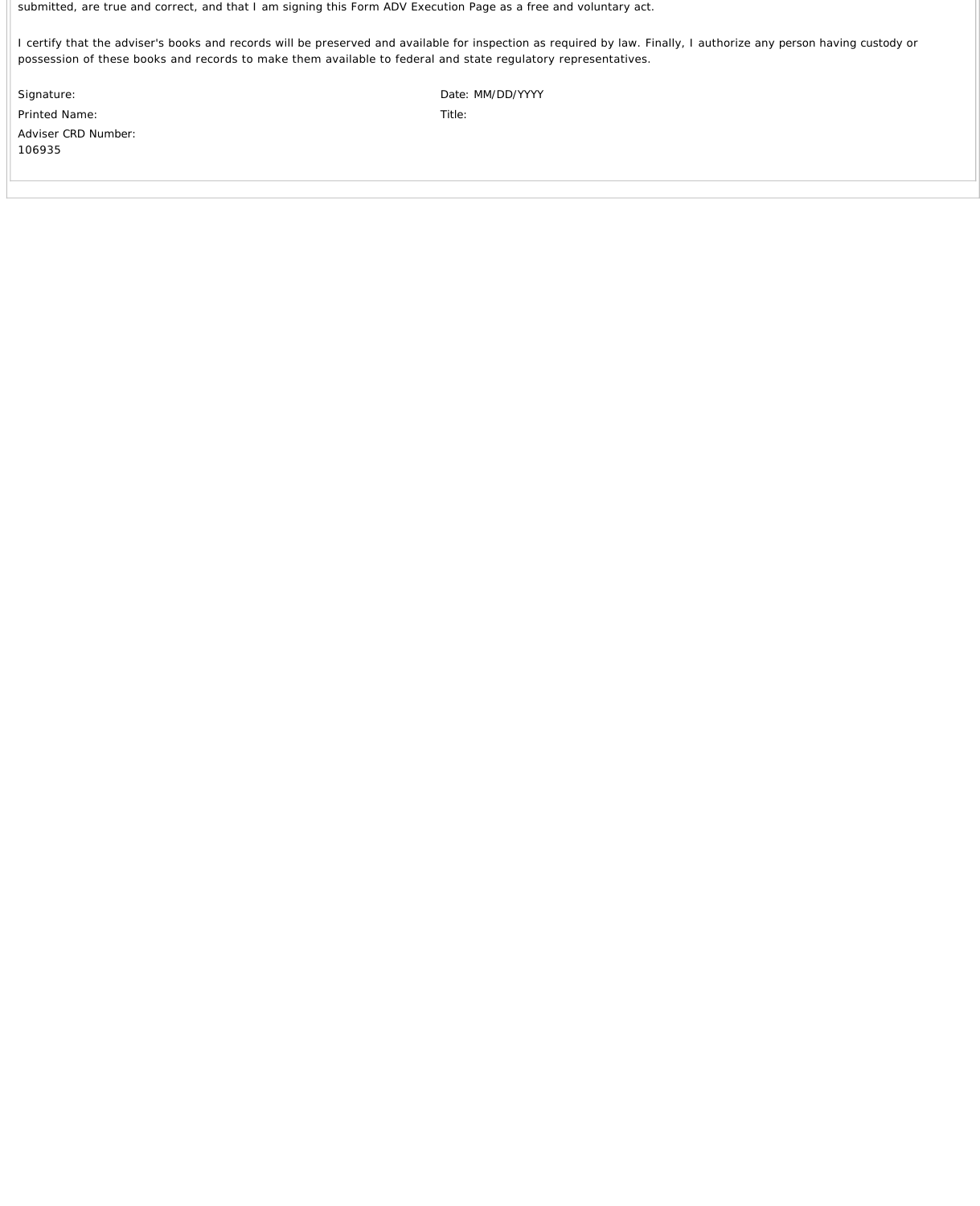submitted, are true and correct, and that I am signing this Form ADV Execution Page as a free and voluntary act.

I certify that the adviser's books and records will be preserved and available for inspection as required by law. Finally, I authorize any person having custody or possession of these books and records to make them available to federal and state regulatory representatives.

| | |
|---|---|
| Signature: | Date: MM/DD/YYYY |
| Printed Name: | Title: |
| Adviser CRD Number: 106935 | |